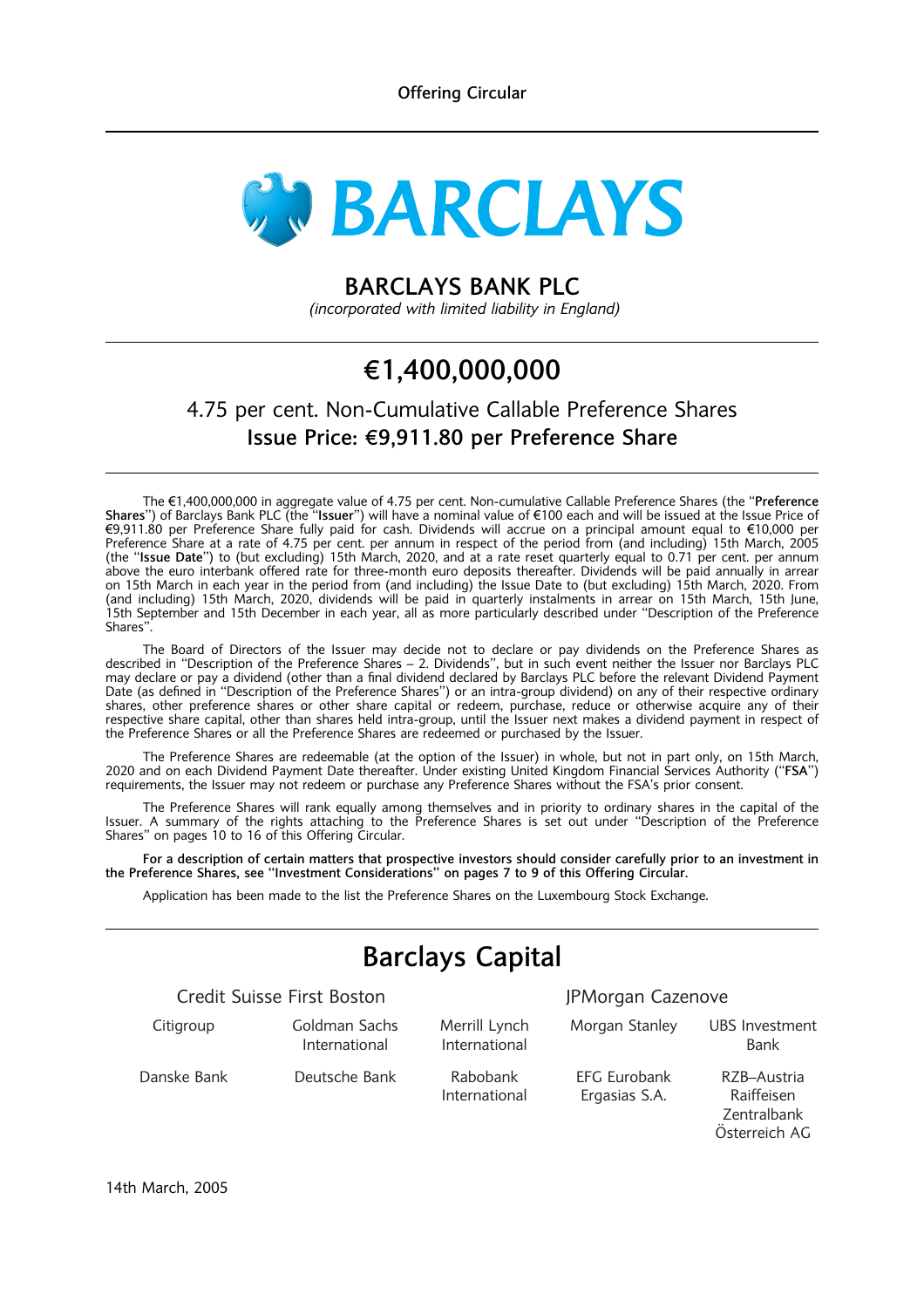Offering Circular

# BARCLAYS

## BARCLAYS BANK PLC

*(incorporated with limited liability in England)*

# €1,400,000,000

## 4.75 per cent. Non-Cumulative Callable Preference Shares
## Issue Price: €9,911.80 per Preference Share

The €1,400,000,000 in aggregate value of 4.75 per cent. Non-cumulative Callable Preference Shares (the "**Preference Shares**") of Barclays Bank PLC (the "**Issuer**") will have a nominal value of €100 each and will be issued at the Issue Price of €9,911.80 per Preference Share fully paid for cash. Dividends will accrue on a principal amount equal to €10,000 per Preference Share at a rate of 4.75 per cent. per annum in respect of the period from (and including) 15th March, 2005 (the "**Issue Date**") to (but excluding) 15th March, 2020, and at a rate reset quarterly equal to 0.71 per cent. per annum above the euro interbank offered rate for three-month euro deposits thereafter. Dividends will be paid annually in arrear on 15th March in each year in the period from (and including) the Issue Date to (but excluding) 15th March, 2020. From (and including) 15th March, 2020, dividends will be paid in quarterly instalments in arrear on 15th March, 15th June, 15th September and 15th December in each year, all as more particularly described under "Description of the Preference Shares".

The Board of Directors of the Issuer may decide not to declare or pay dividends on the Preference Shares as described in "Description of the Preference Shares – 2. Dividends", but in such event neither the Issuer nor Barclays PLC may declare or pay a dividend (other than a final dividend declared by Barclays PLC before the relevant Dividend Payment Date (as defined in "Description of the Preference Shares") or an intra-group dividend) on any of their respective ordinary shares, other preference shares or other share capital or redeem, purchase, reduce or otherwise acquire any of their respective share capital, other than shares held intra-group, until the Issuer next makes a dividend payment in respect of the Preference Shares or all the Preference Shares are redeemed or purchased by the Issuer.

The Preference Shares are redeemable (at the option of the Issuer) in whole, but not in part only, on 15th March, 2020 and on each Dividend Payment Date thereafter. Under existing United Kingdom Financial Services Authority ("**FSA**") requirements, the Issuer may not redeem or purchase any Preference Shares without the FSA's prior consent.

The Preference Shares will rank equally among themselves and in priority to ordinary shares in the capital of the Issuer. A summary of the rights attaching to the Preference Shares is set out under "Description of the Preference Shares" on pages 10 to 16 of this Offering Circular.

**For a description of certain matters that prospective investors should consider carefully prior to an investment in the Preference Shares, see "Investment Considerations" on pages 7 to 9 of this Offering Circular.**

Application has been made to the list the Preference Shares on the Luxembourg Stock Exchange.

# Barclays Capital

Credit Suisse First Boston

JPMorgan Cazenove

Citigroup

Goldman Sachs International

Merrill Lynch International

Morgan Stanley

UBS Investment Bank

Danske Bank

Deutsche Bank

Rabobank International

EFG Eurobank Ergasias S.A.

RZB–Austria Raiffeisen Zentralbank Österreich AG

14th March, 2005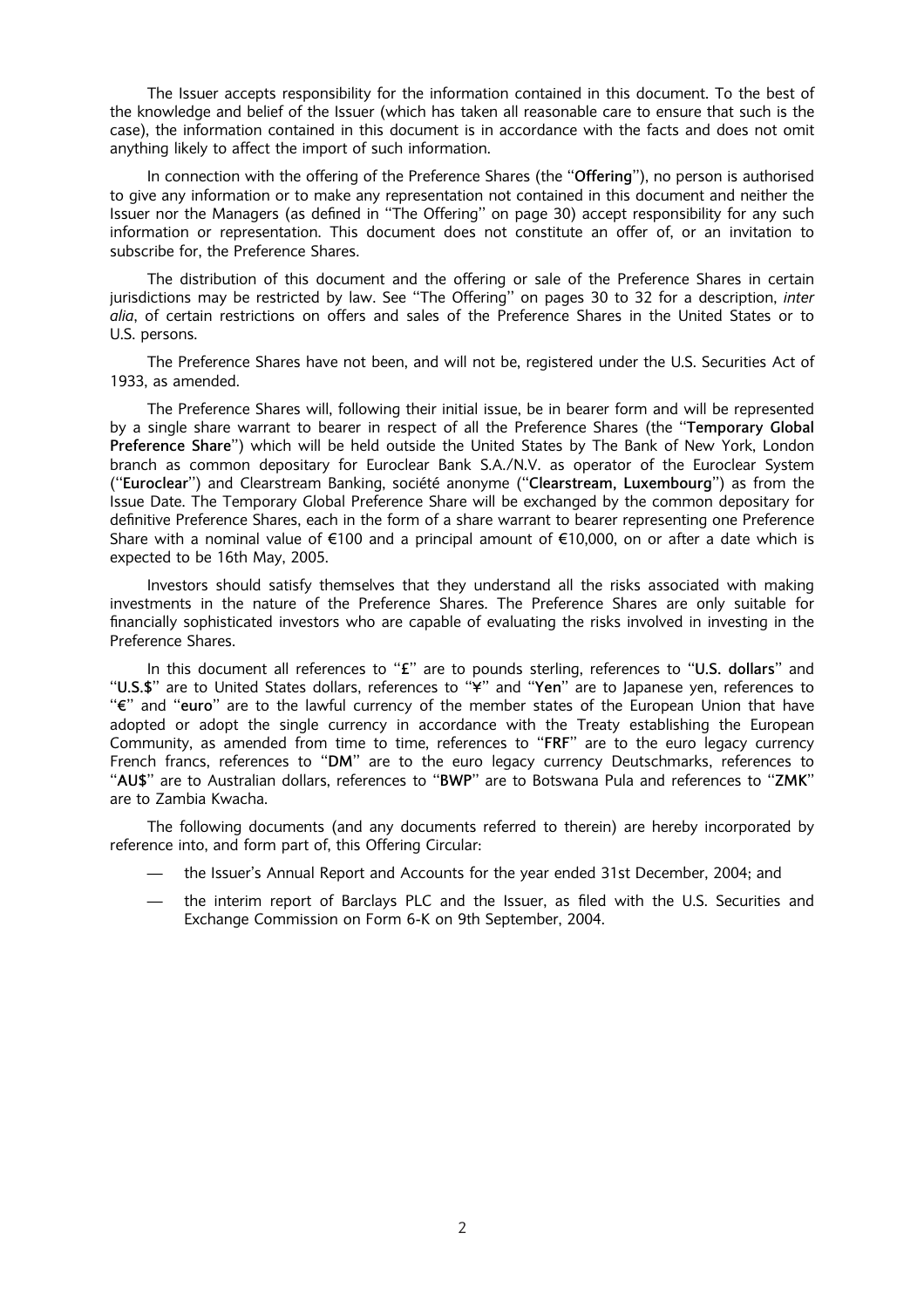The Issuer accepts responsibility for the information contained in this document. To the best of the knowledge and belief of the Issuer (which has taken all reasonable care to ensure that such is the case), the information contained in this document is in accordance with the facts and does not omit anything likely to affect the import of such information.

In connection with the offering of the Preference Shares (the "**Offering**"), no person is authorised to give any information or to make any representation not contained in this document and neither the Issuer nor the Managers (as defined in "The Offering" on page 30) accept responsibility for any such information or representation. This document does not constitute an offer of, or an invitation to subscribe for, the Preference Shares.

The distribution of this document and the offering or sale of the Preference Shares in certain jurisdictions may be restricted by law. See "The Offering" on pages 30 to 32 for a description, *inter alia*, of certain restrictions on offers and sales of the Preference Shares in the United States or to U.S. persons.

The Preference Shares have not been, and will not be, registered under the U.S. Securities Act of 1933, as amended.

The Preference Shares will, following their initial issue, be in bearer form and will be represented by a single share warrant to bearer in respect of all the Preference Shares (the "**Temporary Global Preference Share**") which will be held outside the United States by The Bank of New York, London branch as common depositary for Euroclear Bank S.A./N.V. as operator of the Euroclear System ("**Euroclear**") and Clearstream Banking, société anonyme ("**Clearstream, Luxembourg**") as from the Issue Date. The Temporary Global Preference Share will be exchanged by the common depositary for definitive Preference Shares, each in the form of a share warrant to bearer representing one Preference Share with a nominal value of €100 and a principal amount of €10,000, on or after a date which is expected to be 16th May, 2005.

Investors should satisfy themselves that they understand all the risks associated with making investments in the nature of the Preference Shares. The Preference Shares are only suitable for financially sophisticated investors who are capable of evaluating the risks involved in investing in the Preference Shares.

In this document all references to "**£**" are to pounds sterling, references to "**U.S. dollars**" and "**U.S.$**" are to United States dollars, references to "**¥**" and "**Yen**" are to Japanese yen, references to "**€**" and "**euro**" are to the lawful currency of the member states of the European Union that have adopted or adopt the single currency in accordance with the Treaty establishing the European Community, as amended from time to time, references to "**FRF**" are to the euro legacy currency French francs, references to "**DM**" are to the euro legacy currency Deutschmarks, references to "**AU$**" are to Australian dollars, references to "**BWP**" are to Botswana Pula and references to "**ZMK**" are to Zambia Kwacha.

The following documents (and any documents referred to therein) are hereby incorporated by reference into, and form part of, this Offering Circular:

- the Issuer's Annual Report and Accounts for the year ended 31st December, 2004; and
- the interim report of Barclays PLC and the Issuer, as filed with the U.S. Securities and Exchange Commission on Form 6-K on 9th September, 2004.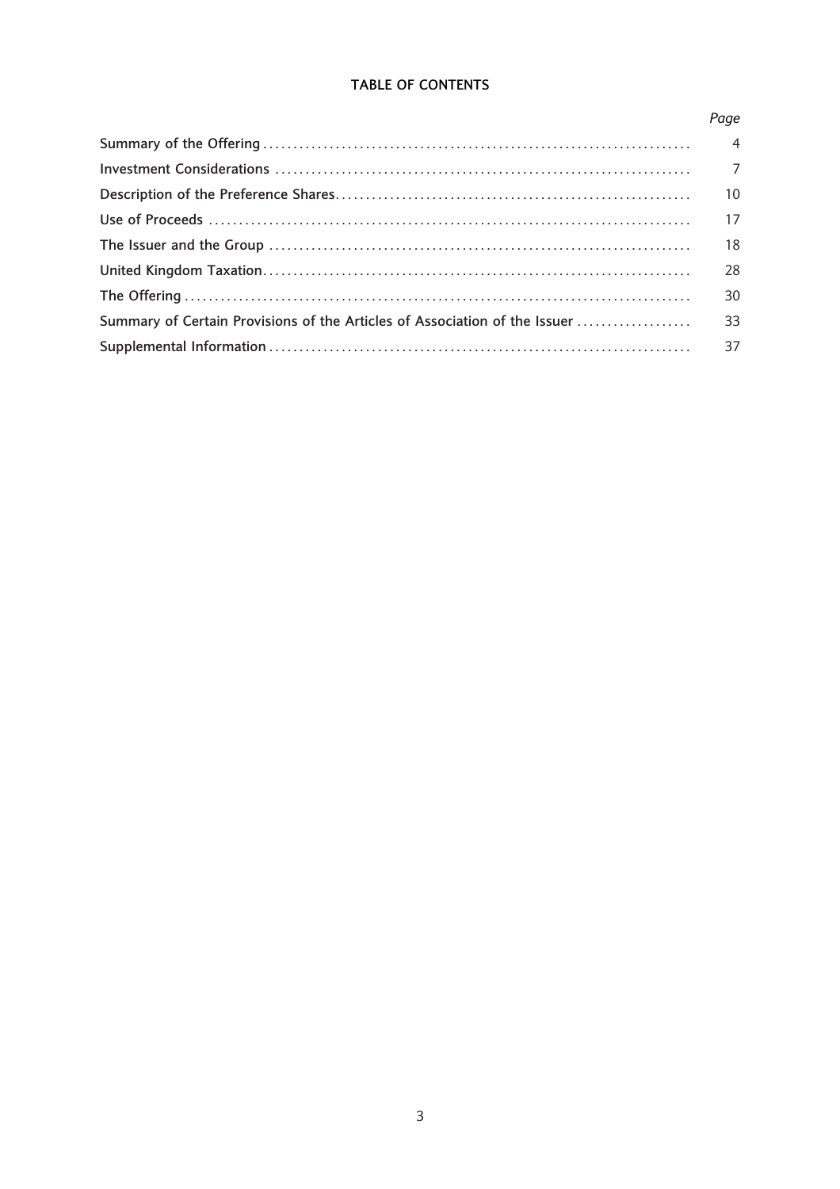## TABLE OF CONTENTS

| | *Page* |
|---|---|
| Summary of the Offering | 4 |
| Investment Considerations | 7 |
| Description of the Preference Shares | 10 |
| Use of Proceeds | 17 |
| The Issuer and the Group | 18 |
| United Kingdom Taxation | 28 |
| The Offering | 30 |
| Summary of Certain Provisions of the Articles of Association of the Issuer | 33 |
| Supplemental Information | 37 |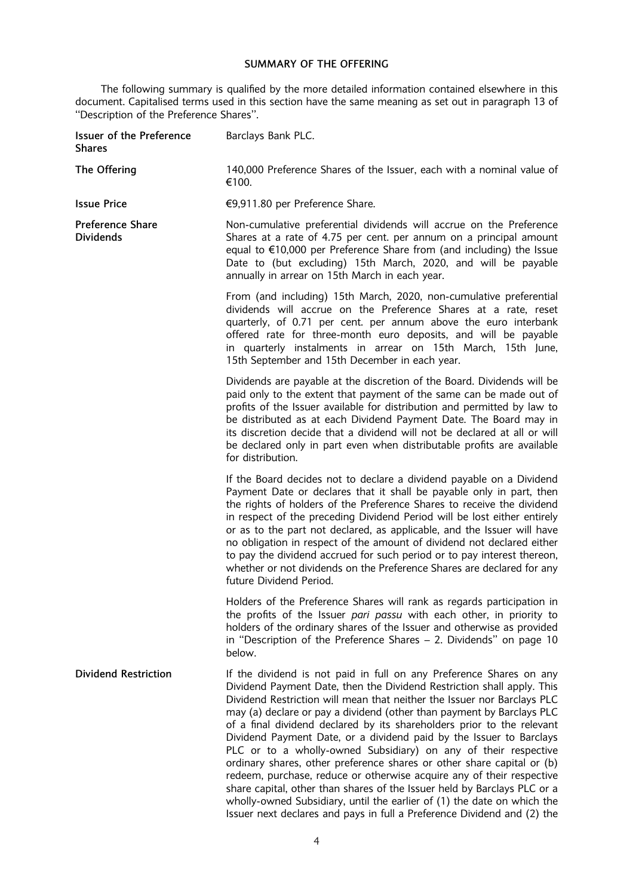## SUMMARY OF THE OFFERING

The following summary is qualified by the more detailed information contained elsewhere in this document. Capitalised terms used in this section have the same meaning as set out in paragraph 13 of ''Description of the Preference Shares''.

| | |
|---|---|
| **Issuer of the Preference Shares** | Barclays Bank PLC. |
| **The Offering** | 140,000 Preference Shares of the Issuer, each with a nominal value of €100. |
| **Issue Price** | €9,911.80 per Preference Share. |
| **Preference Share Dividends** | Non-cumulative preferential dividends will accrue on the Preference Shares at a rate of 4.75 per cent. per annum on a principal amount equal to €10,000 per Preference Share from (and including) the Issue Date to (but excluding) 15th March, 2020, and will be payable annually in arrear on 15th March in each year. |
| | From (and including) 15th March, 2020, non-cumulative preferential dividends will accrue on the Preference Shares at a rate, reset quarterly, of 0.71 per cent. per annum above the euro interbank offered rate for three-month euro deposits, and will be payable in quarterly instalments in arrear on 15th March, 15th June, 15th September and 15th December in each year. |
| | Dividends are payable at the discretion of the Board. Dividends will be paid only to the extent that payment of the same can be made out of profits of the Issuer available for distribution and permitted by law to be distributed as at each Dividend Payment Date. The Board may in its discretion decide that a dividend will not be declared at all or will be declared only in part even when distributable profits are available for distribution. |
| | If the Board decides not to declare a dividend payable on a Dividend Payment Date or declares that it shall be payable only in part, then the rights of holders of the Preference Shares to receive the dividend in respect of the preceding Dividend Period will be lost either entirely or as to the part not declared, as applicable, and the Issuer will have no obligation in respect of the amount of dividend not declared either to pay the dividend accrued for such period or to pay interest thereon, whether or not dividends on the Preference Shares are declared for any future Dividend Period. |
| | Holders of the Preference Shares will rank as regards participation in the profits of the Issuer *pari passu* with each other, in priority to holders of the ordinary shares of the Issuer and otherwise as provided in ''Description of the Preference Shares – 2. Dividends'' on page 10 below. |
| **Dividend Restriction** | If the dividend is not paid in full on any Preference Shares on any Dividend Payment Date, then the Dividend Restriction shall apply. This Dividend Restriction will mean that neither the Issuer nor Barclays PLC may (a) declare or pay a dividend (other than payment by Barclays PLC of a final dividend declared by its shareholders prior to the relevant Dividend Payment Date, or a dividend paid by the Issuer to Barclays PLC or to a wholly-owned Subsidiary) on any of their respective ordinary shares, other preference shares or other share capital or (b) redeem, purchase, reduce or otherwise acquire any of their respective share capital, other than shares of the Issuer held by Barclays PLC or a wholly-owned Subsidiary, until the earlier of (1) the date on which the Issuer next declares and pays in full a Preference Dividend and (2) the |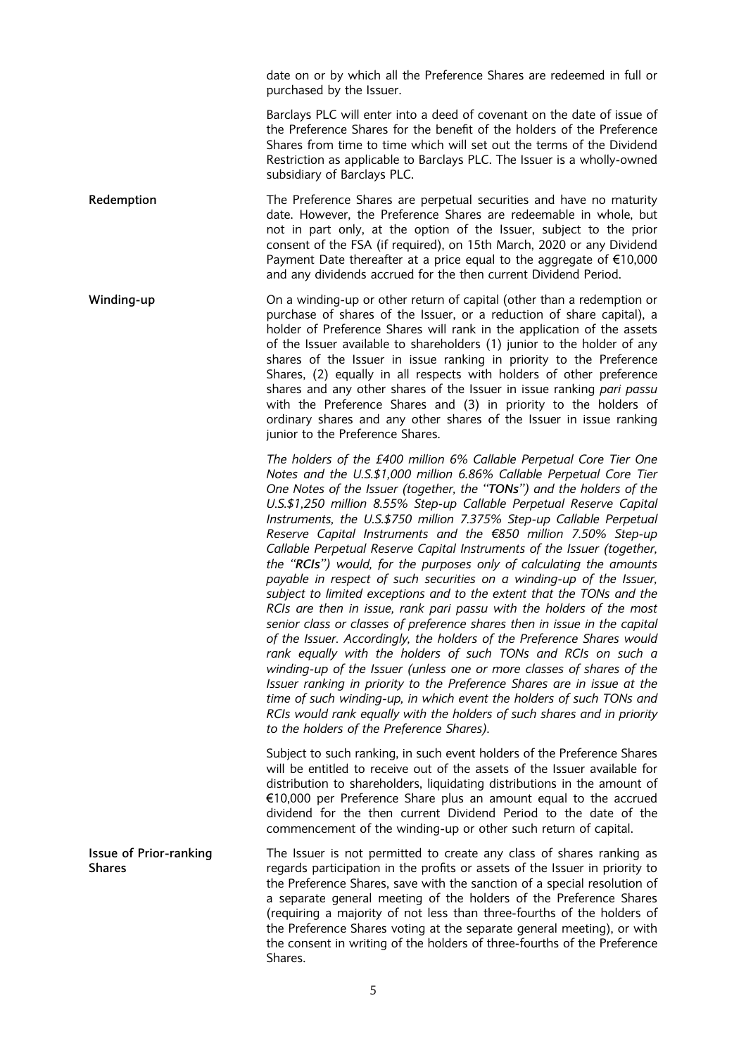date on or by which all the Preference Shares are redeemed in full or purchased by the Issuer.

Barclays PLC will enter into a deed of covenant on the date of issue of the Preference Shares for the benefit of the holders of the Preference Shares from time to time which will set out the terms of the Dividend Restriction as applicable to Barclays PLC. The Issuer is a wholly-owned subsidiary of Barclays PLC.

**Redemption**

The Preference Shares are perpetual securities and have no maturity date. However, the Preference Shares are redeemable in whole, but not in part only, at the option of the Issuer, subject to the prior consent of the FSA (if required), on 15th March, 2020 or any Dividend Payment Date thereafter at a price equal to the aggregate of €10,000 and any dividends accrued for the then current Dividend Period.

**Winding-up**

On a winding-up or other return of capital (other than a redemption or purchase of shares of the Issuer, or a reduction of share capital), a holder of Preference Shares will rank in the application of the assets of the Issuer available to shareholders (1) junior to the holder of any shares of the Issuer in issue ranking in priority to the Preference Shares, (2) equally in all respects with holders of other preference shares and any other shares of the Issuer in issue ranking *pari passu* with the Preference Shares and (3) in priority to the holders of ordinary shares and any other shares of the Issuer in issue ranking junior to the Preference Shares.

*The holders of the £400 million 6% Callable Perpetual Core Tier One Notes and the U.S.$1,000 million 6.86% Callable Perpetual Core Tier One Notes of the Issuer (together, the "**TONs**") and the holders of the U.S.$1,250 million 8.55% Step-up Callable Perpetual Reserve Capital Instruments, the U.S.$750 million 7.375% Step-up Callable Perpetual Reserve Capital Instruments and the €850 million 7.50% Step-up Callable Perpetual Reserve Capital Instruments of the Issuer (together, the "**RCIs**") would, for the purposes only of calculating the amounts payable in respect of such securities on a winding-up of the Issuer, subject to limited exceptions and to the extent that the TONs and the RCIs are then in issue, rank pari passu with the holders of the most senior class or classes of preference shares then in issue in the capital of the Issuer. Accordingly, the holders of the Preference Shares would rank equally with the holders of such TONs and RCIs on such a winding-up of the Issuer (unless one or more classes of shares of the Issuer ranking in priority to the Preference Shares are in issue at the time of such winding-up, in which event the holders of such TONs and RCIs would rank equally with the holders of such shares and in priority to the holders of the Preference Shares).*

Subject to such ranking, in such event holders of the Preference Shares will be entitled to receive out of the assets of the Issuer available for distribution to shareholders, liquidating distributions in the amount of €10,000 per Preference Share plus an amount equal to the accrued dividend for the then current Dividend Period to the date of the commencement of the winding-up or other such return of capital.

**Issue of Prior-ranking Shares**

The Issuer is not permitted to create any class of shares ranking as regards participation in the profits or assets of the Issuer in priority to the Preference Shares, save with the sanction of a special resolution of a separate general meeting of the holders of the Preference Shares (requiring a majority of not less than three-fourths of the holders of the Preference Shares voting at the separate general meeting), or with the consent in writing of the holders of three-fourths of the Preference Shares.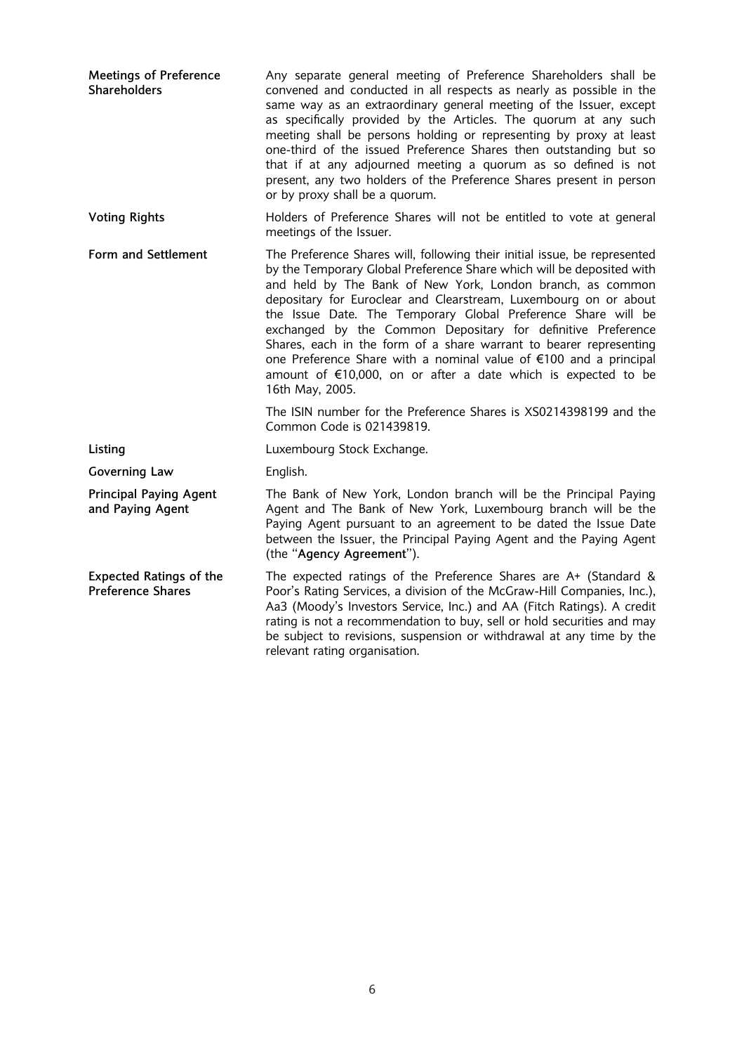| | |
|---|---|
| **Meetings of Preference Shareholders** | Any separate general meeting of Preference Shareholders shall be convened and conducted in all respects as nearly as possible in the same way as an extraordinary general meeting of the Issuer, except as specifically provided by the Articles. The quorum at any such meeting shall be persons holding or representing by proxy at least one-third of the issued Preference Shares then outstanding but so that if at any adjourned meeting a quorum as so defined is not present, any two holders of the Preference Shares present in person or by proxy shall be a quorum. |
| **Voting Rights** | Holders of Preference Shares will not be entitled to vote at general meetings of the Issuer. |
| **Form and Settlement** | The Preference Shares will, following their initial issue, be represented by the Temporary Global Preference Share which will be deposited with and held by The Bank of New York, London branch, as common depositary for Euroclear and Clearstream, Luxembourg on or about the Issue Date. The Temporary Global Preference Share will be exchanged by the Common Depositary for definitive Preference Shares, each in the form of a share warrant to bearer representing one Preference Share with a nominal value of €100 and a principal amount of €10,000, on or after a date which is expected to be 16th May, 2005.<br><br>The ISIN number for the Preference Shares is XS0214398199 and the Common Code is 021439819. |
| **Listing** | Luxembourg Stock Exchange. |
| **Governing Law** | English. |
| **Principal Paying Agent and Paying Agent** | The Bank of New York, London branch will be the Principal Paying Agent and The Bank of New York, Luxembourg branch will be the Paying Agent pursuant to an agreement to be dated the Issue Date between the Issuer, the Principal Paying Agent and the Paying Agent (the "**Agency Agreement**"). |
| **Expected Ratings of the Preference Shares** | The expected ratings of the Preference Shares are A+ (Standard & Poor's Rating Services, a division of the McGraw-Hill Companies, Inc.), Aa3 (Moody's Investors Service, Inc.) and AA (Fitch Ratings). A credit rating is not a recommendation to buy, sell or hold securities and may be subject to revisions, suspension or withdrawal at any time by the relevant rating organisation. |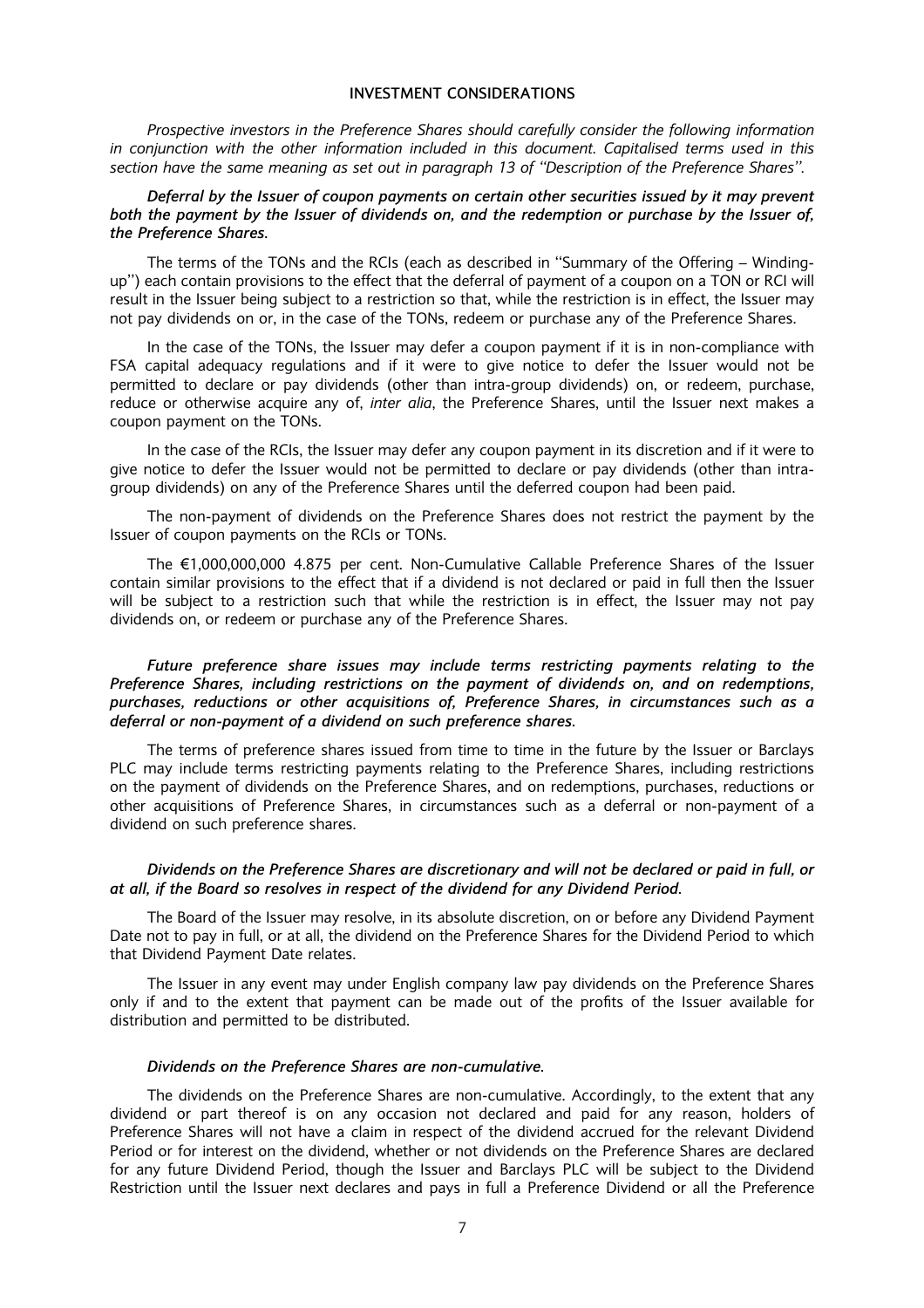## INVESTMENT CONSIDERATIONS

*Prospective investors in the Preference Shares should carefully consider the following information in conjunction with the other information included in this document. Capitalised terms used in this section have the same meaning as set out in paragraph 13 of "Description of the Preference Shares".*

***Deferral by the Issuer of coupon payments on certain other securities issued by it may prevent both the payment by the Issuer of dividends on, and the redemption or purchase by the Issuer of, the Preference Shares.***

The terms of the TONs and the RCIs (each as described in "Summary of the Offering – Winding-up") each contain provisions to the effect that the deferral of payment of a coupon on a TON or RCI will result in the Issuer being subject to a restriction so that, while the restriction is in effect, the Issuer may not pay dividends on or, in the case of the TONs, redeem or purchase any of the Preference Shares.

In the case of the TONs, the Issuer may defer a coupon payment if it is in non-compliance with FSA capital adequacy regulations and if it were to give notice to defer the Issuer would not be permitted to declare or pay dividends (other than intra-group dividends) on, or redeem, purchase, reduce or otherwise acquire any of, *inter alia*, the Preference Shares, until the Issuer next makes a coupon payment on the TONs.

In the case of the RCIs, the Issuer may defer any coupon payment in its discretion and if it were to give notice to defer the Issuer would not be permitted to declare or pay dividends (other than intra-group dividends) on any of the Preference Shares until the deferred coupon had been paid.

The non-payment of dividends on the Preference Shares does not restrict the payment by the Issuer of coupon payments on the RCIs or TONs.

The €1,000,000,000 4.875 per cent. Non-Cumulative Callable Preference Shares of the Issuer contain similar provisions to the effect that if a dividend is not declared or paid in full then the Issuer will be subject to a restriction such that while the restriction is in effect, the Issuer may not pay dividends on, or redeem or purchase any of the Preference Shares.

***Future preference share issues may include terms restricting payments relating to the Preference Shares, including restrictions on the payment of dividends on, and on redemptions, purchases, reductions or other acquisitions of, Preference Shares, in circumstances such as a deferral or non-payment of a dividend on such preference shares.***

The terms of preference shares issued from time to time in the future by the Issuer or Barclays PLC may include terms restricting payments relating to the Preference Shares, including restrictions on the payment of dividends on the Preference Shares, and on redemptions, purchases, reductions or other acquisitions of Preference Shares, in circumstances such as a deferral or non-payment of a dividend on such preference shares.

***Dividends on the Preference Shares are discretionary and will not be declared or paid in full, or at all, if the Board so resolves in respect of the dividend for any Dividend Period.***

The Board of the Issuer may resolve, in its absolute discretion, on or before any Dividend Payment Date not to pay in full, or at all, the dividend on the Preference Shares for the Dividend Period to which that Dividend Payment Date relates.

The Issuer in any event may under English company law pay dividends on the Preference Shares only if and to the extent that payment can be made out of the profits of the Issuer available for distribution and permitted to be distributed.

***Dividends on the Preference Shares are non-cumulative.***

The dividends on the Preference Shares are non-cumulative. Accordingly, to the extent that any dividend or part thereof is on any occasion not declared and paid for any reason, holders of Preference Shares will not have a claim in respect of the dividend accrued for the relevant Dividend Period or for interest on the dividend, whether or not dividends on the Preference Shares are declared for any future Dividend Period, though the Issuer and Barclays PLC will be subject to the Dividend Restriction until the Issuer next declares and pays in full a Preference Dividend or all the Preference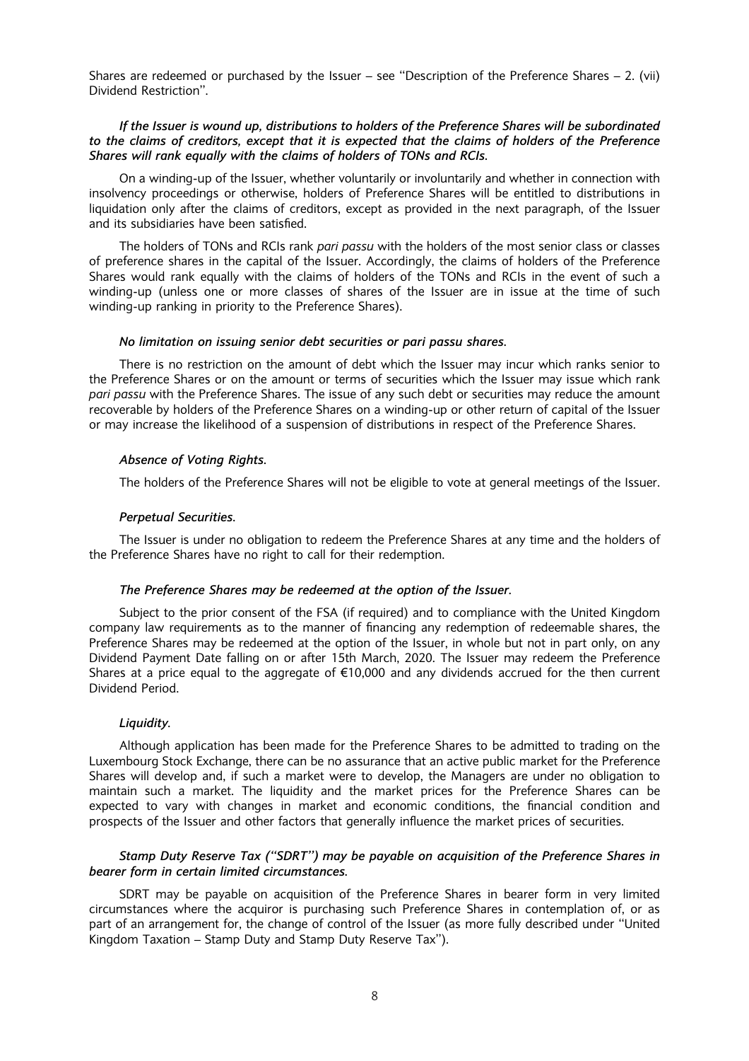Shares are redeemed or purchased by the Issuer – see "Description of the Preference Shares – 2. (vii) Dividend Restriction".

***If the Issuer is wound up, distributions to holders of the Preference Shares will be subordinated to the claims of creditors, except that it is expected that the claims of holders of the Preference Shares will rank equally with the claims of holders of TONs and RCIs.***

On a winding-up of the Issuer, whether voluntarily or involuntarily and whether in connection with insolvency proceedings or otherwise, holders of Preference Shares will be entitled to distributions in liquidation only after the claims of creditors, except as provided in the next paragraph, of the Issuer and its subsidiaries have been satisfied.

The holders of TONs and RCIs rank *pari passu* with the holders of the most senior class or classes of preference shares in the capital of the Issuer. Accordingly, the claims of holders of the Preference Shares would rank equally with the claims of holders of the TONs and RCIs in the event of such a winding-up (unless one or more classes of shares of the Issuer are in issue at the time of such winding-up ranking in priority to the Preference Shares).

***No limitation on issuing senior debt securities or pari passu shares.***

There is no restriction on the amount of debt which the Issuer may incur which ranks senior to the Preference Shares or on the amount or terms of securities which the Issuer may issue which rank *pari passu* with the Preference Shares. The issue of any such debt or securities may reduce the amount recoverable by holders of the Preference Shares on a winding-up or other return of capital of the Issuer or may increase the likelihood of a suspension of distributions in respect of the Preference Shares.

***Absence of Voting Rights.***

The holders of the Preference Shares will not be eligible to vote at general meetings of the Issuer.

***Perpetual Securities.***

The Issuer is under no obligation to redeem the Preference Shares at any time and the holders of the Preference Shares have no right to call for their redemption.

***The Preference Shares may be redeemed at the option of the Issuer.***

Subject to the prior consent of the FSA (if required) and to compliance with the United Kingdom company law requirements as to the manner of financing any redemption of redeemable shares, the Preference Shares may be redeemed at the option of the Issuer, in whole but not in part only, on any Dividend Payment Date falling on or after 15th March, 2020. The Issuer may redeem the Preference Shares at a price equal to the aggregate of €10,000 and any dividends accrued for the then current Dividend Period.

***Liquidity.***

Although application has been made for the Preference Shares to be admitted to trading on the Luxembourg Stock Exchange, there can be no assurance that an active public market for the Preference Shares will develop and, if such a market were to develop, the Managers are under no obligation to maintain such a market. The liquidity and the market prices for the Preference Shares can be expected to vary with changes in market and economic conditions, the financial condition and prospects of the Issuer and other factors that generally influence the market prices of securities.

***Stamp Duty Reserve Tax ("SDRT") may be payable on acquisition of the Preference Shares in bearer form in certain limited circumstances.***

SDRT may be payable on acquisition of the Preference Shares in bearer form in very limited circumstances where the acquiror is purchasing such Preference Shares in contemplation of, or as part of an arrangement for, the change of control of the Issuer (as more fully described under "United Kingdom Taxation – Stamp Duty and Stamp Duty Reserve Tax").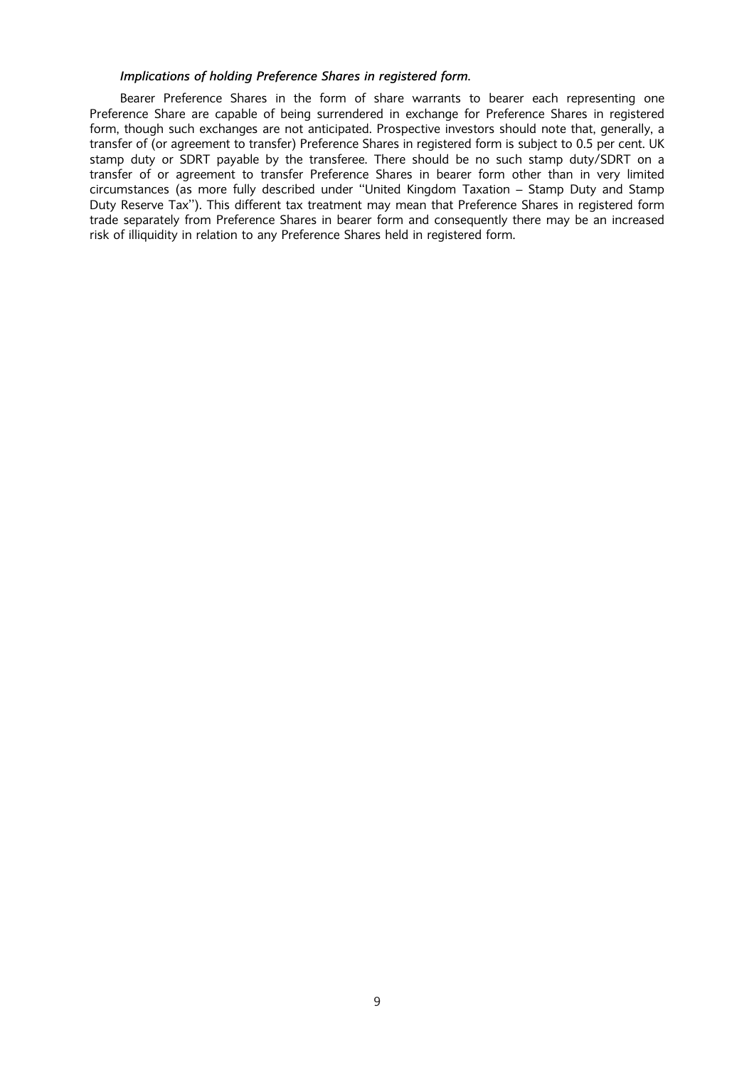*Implications of holding Preference Shares in registered form.*

Bearer Preference Shares in the form of share warrants to bearer each representing one Preference Share are capable of being surrendered in exchange for Preference Shares in registered form, though such exchanges are not anticipated. Prospective investors should note that, generally, a transfer of (or agreement to transfer) Preference Shares in registered form is subject to 0.5 per cent. UK stamp duty or SDRT payable by the transferee. There should be no such stamp duty/SDRT on a transfer of or agreement to transfer Preference Shares in bearer form other than in very limited circumstances (as more fully described under ''United Kingdom Taxation – Stamp Duty and Stamp Duty Reserve Tax''). This different tax treatment may mean that Preference Shares in registered form trade separately from Preference Shares in bearer form and consequently there may be an increased risk of illiquidity in relation to any Preference Shares held in registered form.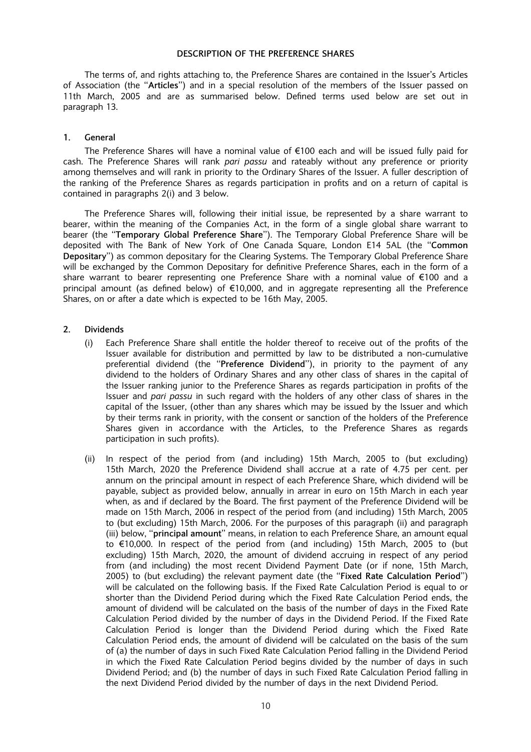# DESCRIPTION OF THE PREFERENCE SHARES

The terms of, and rights attaching to, the Preference Shares are contained in the Issuer's Articles of Association (the "**Articles**") and in a special resolution of the members of the Issuer passed on 11th March, 2005 and are as summarised below. Defined terms used below are set out in paragraph 13.

## 1. General

The Preference Shares will have a nominal value of €100 each and will be issued fully paid for cash. The Preference Shares will rank *pari passu* and rateably without any preference or priority among themselves and will rank in priority to the Ordinary Shares of the Issuer. A fuller description of the ranking of the Preference Shares as regards participation in profits and on a return of capital is contained in paragraphs 2(i) and 3 below.

The Preference Shares will, following their initial issue, be represented by a share warrant to bearer, within the meaning of the Companies Act, in the form of a single global share warrant to bearer (the "**Temporary Global Preference Share**"). The Temporary Global Preference Share will be deposited with The Bank of New York of One Canada Square, London E14 5AL (the "**Common Depositary**") as common depositary for the Clearing Systems. The Temporary Global Preference Share will be exchanged by the Common Depositary for definitive Preference Shares, each in the form of a share warrant to bearer representing one Preference Share with a nominal value of €100 and a principal amount (as defined below) of €10,000, and in aggregate representing all the Preference Shares, on or after a date which is expected to be 16th May, 2005.

## 2. Dividends

(i) Each Preference Share shall entitle the holder thereof to receive out of the profits of the Issuer available for distribution and permitted by law to be distributed a non-cumulative preferential dividend (the "**Preference Dividend**"), in priority to the payment of any dividend to the holders of Ordinary Shares and any other class of shares in the capital of the Issuer ranking junior to the Preference Shares as regards participation in profits of the Issuer and *pari passu* in such regard with the holders of any other class of shares in the capital of the Issuer, (other than any shares which may be issued by the Issuer and which by their terms rank in priority, with the consent or sanction of the holders of the Preference Shares given in accordance with the Articles, to the Preference Shares as regards participation in such profits).

(ii) In respect of the period from (and including) 15th March, 2005 to (but excluding) 15th March, 2020 the Preference Dividend shall accrue at a rate of 4.75 per cent. per annum on the principal amount in respect of each Preference Share, which dividend will be payable, subject as provided below, annually in arrear in euro on 15th March in each year when, as and if declared by the Board. The first payment of the Preference Dividend will be made on 15th March, 2006 in respect of the period from (and including) 15th March, 2005 to (but excluding) 15th March, 2006. For the purposes of this paragraph (ii) and paragraph (iii) below, "**principal amount**" means, in relation to each Preference Share, an amount equal to €10,000. In respect of the period from (and including) 15th March, 2005 to (but excluding) 15th March, 2020, the amount of dividend accruing in respect of any period from (and including) the most recent Dividend Payment Date (or if none, 15th March, 2005) to (but excluding) the relevant payment date (the "**Fixed Rate Calculation Period**") will be calculated on the following basis. If the Fixed Rate Calculation Period is equal to or shorter than the Dividend Period during which the Fixed Rate Calculation Period ends, the amount of dividend will be calculated on the basis of the number of days in the Fixed Rate Calculation Period divided by the number of days in the Dividend Period. If the Fixed Rate Calculation Period is longer than the Dividend Period during which the Fixed Rate Calculation Period ends, the amount of dividend will be calculated on the basis of the sum of (a) the number of days in such Fixed Rate Calculation Period falling in the Dividend Period in which the Fixed Rate Calculation Period begins divided by the number of days in such Dividend Period; and (b) the number of days in such Fixed Rate Calculation Period falling in the next Dividend Period divided by the number of days in the next Dividend Period.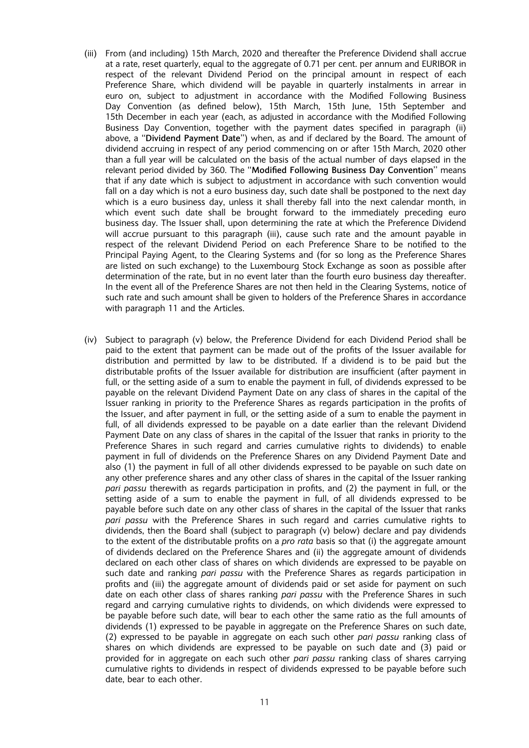(iii) From (and including) 15th March, 2020 and thereafter the Preference Dividend shall accrue at a rate, reset quarterly, equal to the aggregate of 0.71 per cent. per annum and EURIBOR in respect of the relevant Dividend Period on the principal amount in respect of each Preference Share, which dividend will be payable in quarterly instalments in arrear in euro on, subject to adjustment in accordance with the Modified Following Business Day Convention (as defined below), 15th March, 15th June, 15th September and 15th December in each year (each, as adjusted in accordance with the Modified Following Business Day Convention, together with the payment dates specified in paragraph (ii) above, a "**Dividend Payment Date**") when, as and if declared by the Board. The amount of dividend accruing in respect of any period commencing on or after 15th March, 2020 other than a full year will be calculated on the basis of the actual number of days elapsed in the relevant period divided by 360. The "**Modified Following Business Day Convention**" means that if any date which is subject to adjustment in accordance with such convention would fall on a day which is not a euro business day, such date shall be postponed to the next day which is a euro business day, unless it shall thereby fall into the next calendar month, in which event such date shall be brought forward to the immediately preceding euro business day. The Issuer shall, upon determining the rate at which the Preference Dividend will accrue pursuant to this paragraph (iii), cause such rate and the amount payable in respect of the relevant Dividend Period on each Preference Share to be notified to the Principal Paying Agent, to the Clearing Systems and (for so long as the Preference Shares are listed on such exchange) to the Luxembourg Stock Exchange as soon as possible after determination of the rate, but in no event later than the fourth euro business day thereafter. In the event all of the Preference Shares are not then held in the Clearing Systems, notice of such rate and such amount shall be given to holders of the Preference Shares in accordance with paragraph 11 and the Articles.

(iv) Subject to paragraph (v) below, the Preference Dividend for each Dividend Period shall be paid to the extent that payment can be made out of the profits of the Issuer available for distribution and permitted by law to be distributed. If a dividend is to be paid but the distributable profits of the Issuer available for distribution are insufficient (after payment in full, or the setting aside of a sum to enable the payment in full, of dividends expressed to be payable on the relevant Dividend Payment Date on any class of shares in the capital of the Issuer ranking in priority to the Preference Shares as regards participation in the profits of the Issuer, and after payment in full, or the setting aside of a sum to enable the payment in full, of all dividends expressed to be payable on a date earlier than the relevant Dividend Payment Date on any class of shares in the capital of the Issuer that ranks in priority to the Preference Shares in such regard and carries cumulative rights to dividends) to enable payment in full of dividends on the Preference Shares on any Dividend Payment Date and also (1) the payment in full of all other dividends expressed to be payable on such date on any other preference shares and any other class of shares in the capital of the Issuer ranking *pari passu* therewith as regards participation in profits, and (2) the payment in full, or the setting aside of a sum to enable the payment in full, of all dividends expressed to be payable before such date on any other class of shares in the capital of the Issuer that ranks *pari passu* with the Preference Shares in such regard and carries cumulative rights to dividends, then the Board shall (subject to paragraph (v) below) declare and pay dividends to the extent of the distributable profits on a *pro rata* basis so that (i) the aggregate amount of dividends declared on the Preference Shares and (ii) the aggregate amount of dividends declared on each other class of shares on which dividends are expressed to be payable on such date and ranking *pari passu* with the Preference Shares as regards participation in profits and (iii) the aggregate amount of dividends paid or set aside for payment on such date on each other class of shares ranking *pari passu* with the Preference Shares in such regard and carrying cumulative rights to dividends, on which dividends were expressed to be payable before such date, will bear to each other the same ratio as the full amounts of dividends (1) expressed to be payable in aggregate on the Preference Shares on such date, (2) expressed to be payable in aggregate on each such other *pari passu* ranking class of shares on which dividends are expressed to be payable on such date and (3) paid or provided for in aggregate on each such other *pari passu* ranking class of shares carrying cumulative rights to dividends in respect of dividends expressed to be payable before such date, bear to each other.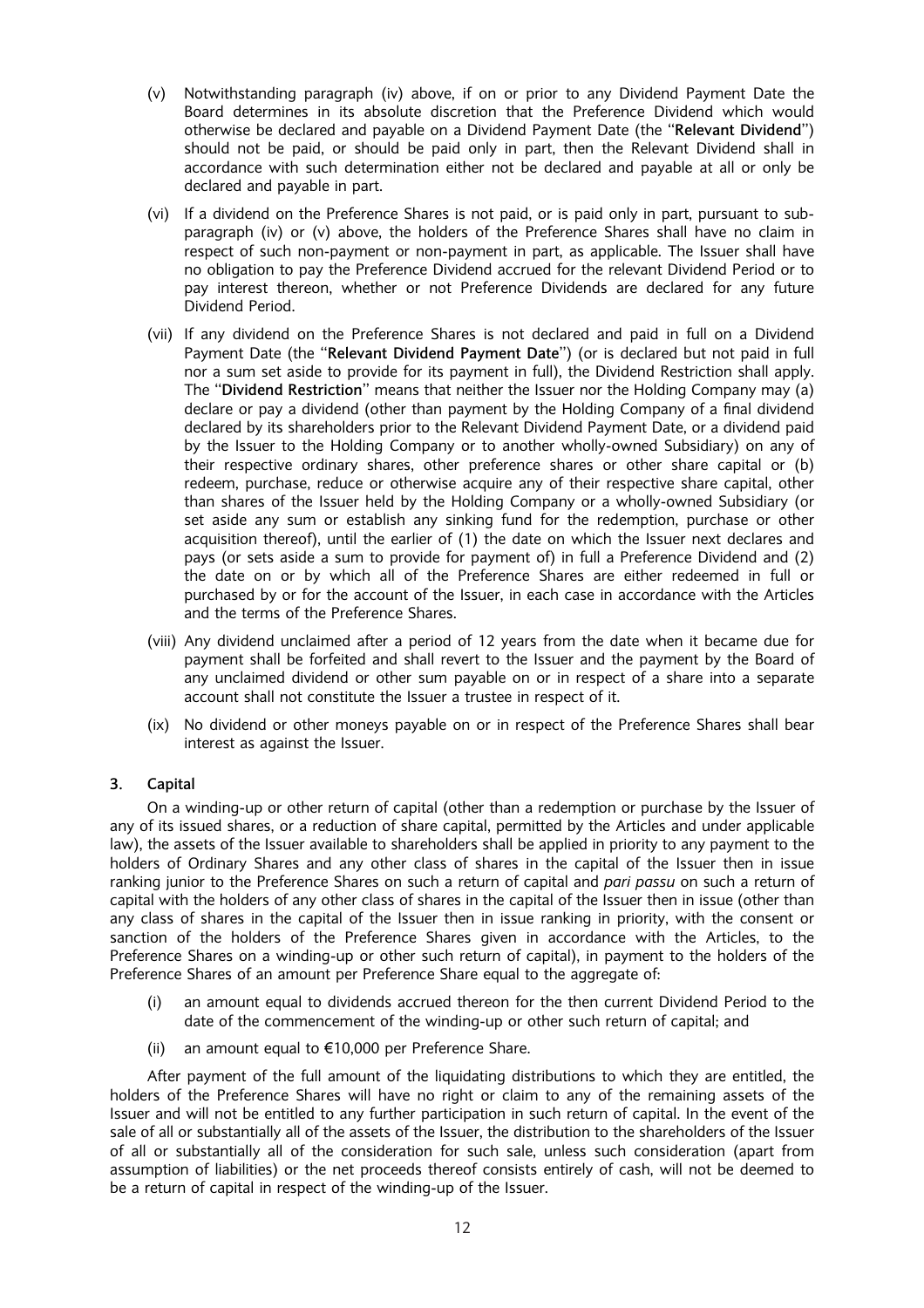(v) Notwithstanding paragraph (iv) above, if on or prior to any Dividend Payment Date the Board determines in its absolute discretion that the Preference Dividend which would otherwise be declared and payable on a Dividend Payment Date (the "**Relevant Dividend**") should not be paid, or should be paid only in part, then the Relevant Dividend shall in accordance with such determination either not be declared and payable at all or only be declared and payable in part.

(vi) If a dividend on the Preference Shares is not paid, or is paid only in part, pursuant to sub-paragraph (iv) or (v) above, the holders of the Preference Shares shall have no claim in respect of such non-payment or non-payment in part, as applicable. The Issuer shall have no obligation to pay the Preference Dividend accrued for the relevant Dividend Period or to pay interest thereon, whether or not Preference Dividends are declared for any future Dividend Period.

(vii) If any dividend on the Preference Shares is not declared and paid in full on a Dividend Payment Date (the "**Relevant Dividend Payment Date**") (or is declared but not paid in full nor a sum set aside to provide for its payment in full), the Dividend Restriction shall apply. The "**Dividend Restriction**" means that neither the Issuer nor the Holding Company may (a) declare or pay a dividend (other than payment by the Holding Company of a final dividend declared by its shareholders prior to the Relevant Dividend Payment Date, or a dividend paid by the Issuer to the Holding Company or to another wholly-owned Subsidiary) on any of their respective ordinary shares, other preference shares or other share capital or (b) redeem, purchase, reduce or otherwise acquire any of their respective share capital, other than shares of the Issuer held by the Holding Company or a wholly-owned Subsidiary (or set aside any sum or establish any sinking fund for the redemption, purchase or other acquisition thereof), until the earlier of (1) the date on which the Issuer next declares and pays (or sets aside a sum to provide for payment of) in full a Preference Dividend and (2) the date on or by which all of the Preference Shares are either redeemed in full or purchased by or for the account of the Issuer, in each case in accordance with the Articles and the terms of the Preference Shares.

(viii) Any dividend unclaimed after a period of 12 years from the date when it became due for payment shall be forfeited and shall revert to the Issuer and the payment by the Board of any unclaimed dividend or other sum payable on or in respect of a share into a separate account shall not constitute the Issuer a trustee in respect of it.

(ix) No dividend or other moneys payable on or in respect of the Preference Shares shall bear interest as against the Issuer.

### 3. Capital

On a winding-up or other return of capital (other than a redemption or purchase by the Issuer of any of its issued shares, or a reduction of share capital, permitted by the Articles and under applicable law), the assets of the Issuer available to shareholders shall be applied in priority to any payment to the holders of Ordinary Shares and any other class of shares in the capital of the Issuer then in issue ranking junior to the Preference Shares on such a return of capital and *pari passu* on such a return of capital with the holders of any other class of shares in the capital of the Issuer then in issue (other than any class of shares in the capital of the Issuer then in issue ranking in priority, with the consent or sanction of the holders of the Preference Shares given in accordance with the Articles, to the Preference Shares on a winding-up or other such return of capital), in payment to the holders of the Preference Shares of an amount per Preference Share equal to the aggregate of:

(i) an amount equal to dividends accrued thereon for the then current Dividend Period to the date of the commencement of the winding-up or other such return of capital; and

(ii) an amount equal to €10,000 per Preference Share.

After payment of the full amount of the liquidating distributions to which they are entitled, the holders of the Preference Shares will have no right or claim to any of the remaining assets of the Issuer and will not be entitled to any further participation in such return of capital. In the event of the sale of all or substantially all of the assets of the Issuer, the distribution to the shareholders of the Issuer of all or substantially all of the consideration for such sale, unless such consideration (apart from assumption of liabilities) or the net proceeds thereof consists entirely of cash, will not be deemed to be a return of capital in respect of the winding-up of the Issuer.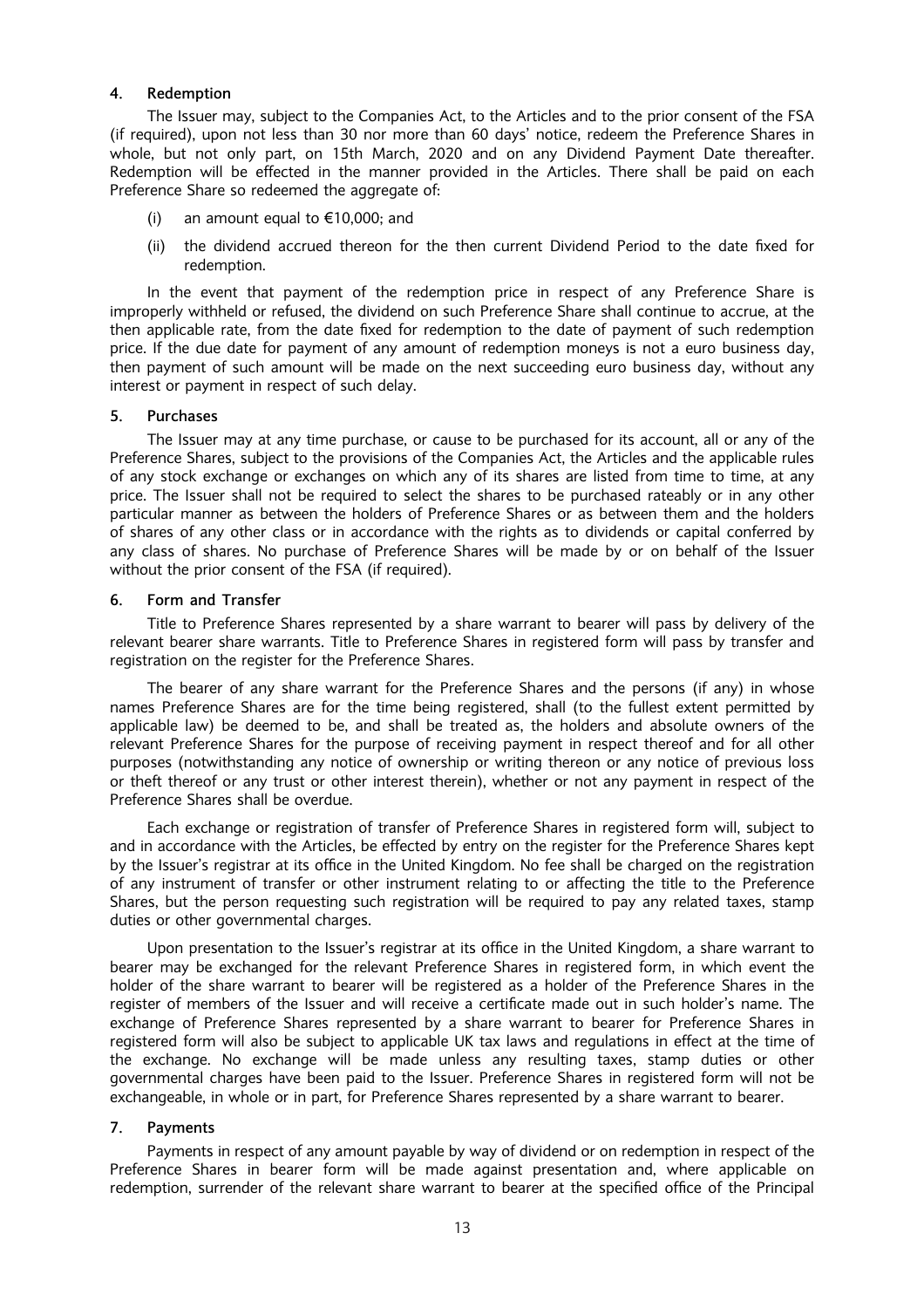### 4. Redemption

The Issuer may, subject to the Companies Act, to the Articles and to the prior consent of the FSA (if required), upon not less than 30 nor more than 60 days' notice, redeem the Preference Shares in whole, but not only part, on 15th March, 2020 and on any Dividend Payment Date thereafter. Redemption will be effected in the manner provided in the Articles. There shall be paid on each Preference Share so redeemed the aggregate of:

(i) an amount equal to €10,000; and

(ii) the dividend accrued thereon for the then current Dividend Period to the date fixed for redemption.

In the event that payment of the redemption price in respect of any Preference Share is improperly withheld or refused, the dividend on such Preference Share shall continue to accrue, at the then applicable rate, from the date fixed for redemption to the date of payment of such redemption price. If the due date for payment of any amount of redemption moneys is not a euro business day, then payment of such amount will be made on the next succeeding euro business day, without any interest or payment in respect of such delay.

### 5. Purchases

The Issuer may at any time purchase, or cause to be purchased for its account, all or any of the Preference Shares, subject to the provisions of the Companies Act, the Articles and the applicable rules of any stock exchange or exchanges on which any of its shares are listed from time to time, at any price. The Issuer shall not be required to select the shares to be purchased rateably or in any other particular manner as between the holders of Preference Shares or as between them and the holders of shares of any other class or in accordance with the rights as to dividends or capital conferred by any class of shares. No purchase of Preference Shares will be made by or on behalf of the Issuer without the prior consent of the FSA (if required).

### 6. Form and Transfer

Title to Preference Shares represented by a share warrant to bearer will pass by delivery of the relevant bearer share warrants. Title to Preference Shares in registered form will pass by transfer and registration on the register for the Preference Shares.

The bearer of any share warrant for the Preference Shares and the persons (if any) in whose names Preference Shares are for the time being registered, shall (to the fullest extent permitted by applicable law) be deemed to be, and shall be treated as, the holders and absolute owners of the relevant Preference Shares for the purpose of receiving payment in respect thereof and for all other purposes (notwithstanding any notice of ownership or writing thereon or any notice of previous loss or theft thereof or any trust or other interest therein), whether or not any payment in respect of the Preference Shares shall be overdue.

Each exchange or registration of transfer of Preference Shares in registered form will, subject to and in accordance with the Articles, be effected by entry on the register for the Preference Shares kept by the Issuer's registrar at its office in the United Kingdom. No fee shall be charged on the registration of any instrument of transfer or other instrument relating to or affecting the title to the Preference Shares, but the person requesting such registration will be required to pay any related taxes, stamp duties or other governmental charges.

Upon presentation to the Issuer's registrar at its office in the United Kingdom, a share warrant to bearer may be exchanged for the relevant Preference Shares in registered form, in which event the holder of the share warrant to bearer will be registered as a holder of the Preference Shares in the register of members of the Issuer and will receive a certificate made out in such holder's name. The exchange of Preference Shares represented by a share warrant to bearer for Preference Shares in registered form will also be subject to applicable UK tax laws and regulations in effect at the time of the exchange. No exchange will be made unless any resulting taxes, stamp duties or other governmental charges have been paid to the Issuer. Preference Shares in registered form will not be exchangeable, in whole or in part, for Preference Shares represented by a share warrant to bearer.

### 7. Payments

Payments in respect of any amount payable by way of dividend or on redemption in respect of the Preference Shares in bearer form will be made against presentation and, where applicable on redemption, surrender of the relevant share warrant to bearer at the specified office of the Principal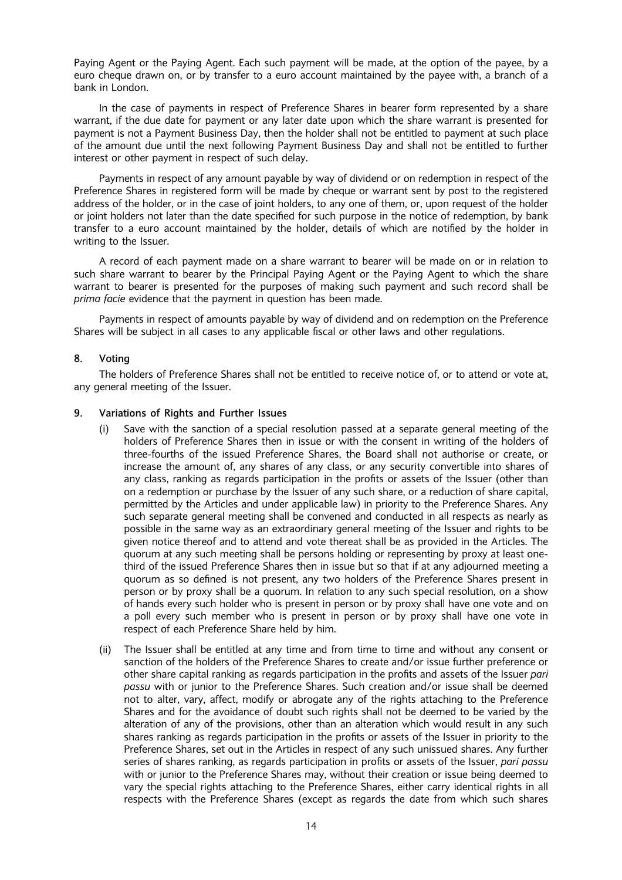Paying Agent or the Paying Agent. Each such payment will be made, at the option of the payee, by a euro cheque drawn on, or by transfer to a euro account maintained by the payee with, a branch of a bank in London.

In the case of payments in respect of Preference Shares in bearer form represented by a share warrant, if the due date for payment or any later date upon which the share warrant is presented for payment is not a Payment Business Day, then the holder shall not be entitled to payment at such place of the amount due until the next following Payment Business Day and shall not be entitled to further interest or other payment in respect of such delay.

Payments in respect of any amount payable by way of dividend or on redemption in respect of the Preference Shares in registered form will be made by cheque or warrant sent by post to the registered address of the holder, or in the case of joint holders, to any one of them, or, upon request of the holder or joint holders not later than the date specified for such purpose in the notice of redemption, by bank transfer to a euro account maintained by the holder, details of which are notified by the holder in writing to the Issuer.

A record of each payment made on a share warrant to bearer will be made on or in relation to such share warrant to bearer by the Principal Paying Agent or the Paying Agent to which the share warrant to bearer is presented for the purposes of making such payment and such record shall be *prima facie* evidence that the payment in question has been made.

Payments in respect of amounts payable by way of dividend and on redemption on the Preference Shares will be subject in all cases to any applicable fiscal or other laws and other regulations.

**8. Voting**

The holders of Preference Shares shall not be entitled to receive notice of, or to attend or vote at, any general meeting of the Issuer.

**9. Variations of Rights and Further Issues**

(i) Save with the sanction of a special resolution passed at a separate general meeting of the holders of Preference Shares then in issue or with the consent in writing of the holders of three-fourths of the issued Preference Shares, the Board shall not authorise or create, or increase the amount of, any shares of any class, or any security convertible into shares of any class, ranking as regards participation in the profits or assets of the Issuer (other than on a redemption or purchase by the Issuer of any such share, or a reduction of share capital, permitted by the Articles and under applicable law) in priority to the Preference Shares. Any such separate general meeting shall be convened and conducted in all respects as nearly as possible in the same way as an extraordinary general meeting of the Issuer and rights to be given notice thereof and to attend and vote thereat shall be as provided in the Articles. The quorum at any such meeting shall be persons holding or representing by proxy at least one-third of the issued Preference Shares then in issue but so that if at any adjourned meeting a quorum as so defined is not present, any two holders of the Preference Shares present in person or by proxy shall be a quorum. In relation to any such special resolution, on a show of hands every such holder who is present in person or by proxy shall have one vote and on a poll every such member who is present in person or by proxy shall have one vote in respect of each Preference Share held by him.

(ii) The Issuer shall be entitled at any time and from time to time and without any consent or sanction of the holders of the Preference Shares to create and/or issue further preference or other share capital ranking as regards participation in the profits and assets of the Issuer *pari passu* with or junior to the Preference Shares. Such creation and/or issue shall be deemed not to alter, vary, affect, modify or abrogate any of the rights attaching to the Preference Shares and for the avoidance of doubt such rights shall not be deemed to be varied by the alteration of any of the provisions, other than an alteration which would result in any such shares ranking as regards participation in the profits or assets of the Issuer in priority to the Preference Shares, set out in the Articles in respect of any such unissued shares. Any further series of shares ranking, as regards participation in profits or assets of the Issuer, *pari passu* with or junior to the Preference Shares may, without their creation or issue being deemed to vary the special rights attaching to the Preference Shares, either carry identical rights in all respects with the Preference Shares (except as regards the date from which such shares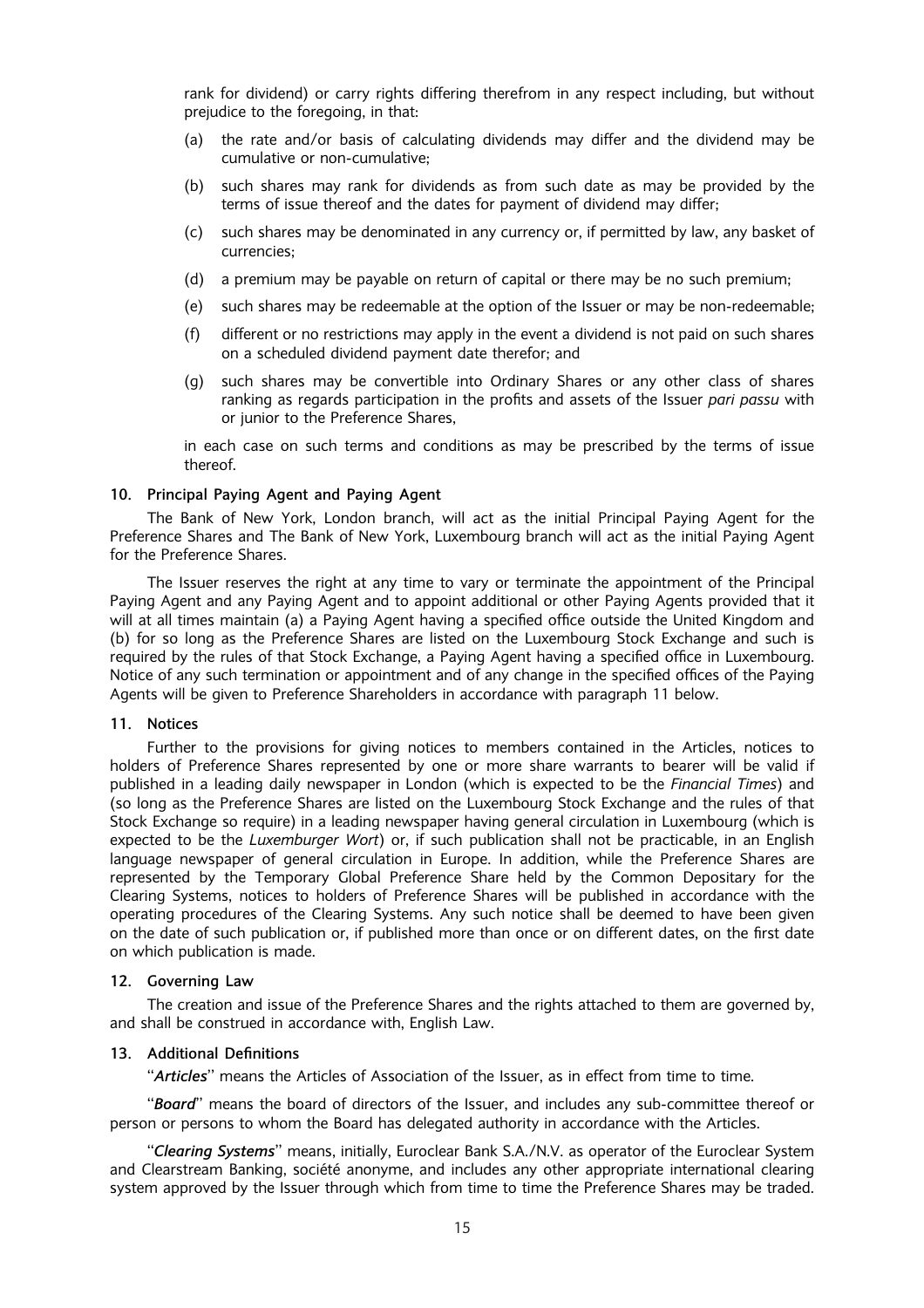rank for dividend) or carry rights differing therefrom in any respect including, but without prejudice to the foregoing, in that:

(a) the rate and/or basis of calculating dividends may differ and the dividend may be cumulative or non-cumulative;

(b) such shares may rank for dividends as from such date as may be provided by the terms of issue thereof and the dates for payment of dividend may differ;

(c) such shares may be denominated in any currency or, if permitted by law, any basket of currencies;

(d) a premium may be payable on return of capital or there may be no such premium;

(e) such shares may be redeemable at the option of the Issuer or may be non-redeemable;

(f) different or no restrictions may apply in the event a dividend is not paid on such shares on a scheduled dividend payment date therefor; and

(g) such shares may be convertible into Ordinary Shares or any other class of shares ranking as regards participation in the profits and assets of the Issuer *pari passu* with or junior to the Preference Shares,

in each case on such terms and conditions as may be prescribed by the terms of issue thereof.

**10. Principal Paying Agent and Paying Agent**

The Bank of New York, London branch, will act as the initial Principal Paying Agent for the Preference Shares and The Bank of New York, Luxembourg branch will act as the initial Paying Agent for the Preference Shares.

The Issuer reserves the right at any time to vary or terminate the appointment of the Principal Paying Agent and any Paying Agent and to appoint additional or other Paying Agents provided that it will at all times maintain (a) a Paying Agent having a specified office outside the United Kingdom and (b) for so long as the Preference Shares are listed on the Luxembourg Stock Exchange and such is required by the rules of that Stock Exchange, a Paying Agent having a specified office in Luxembourg. Notice of any such termination or appointment and of any change in the specified offices of the Paying Agents will be given to Preference Shareholders in accordance with paragraph 11 below.

**11. Notices**

Further to the provisions for giving notices to members contained in the Articles, notices to holders of Preference Shares represented by one or more share warrants to bearer will be valid if published in a leading daily newspaper in London (which is expected to be the *Financial Times*) and (so long as the Preference Shares are listed on the Luxembourg Stock Exchange and the rules of that Stock Exchange so require) in a leading newspaper having general circulation in Luxembourg (which is expected to be the *Luxemburger Wort*) or, if such publication shall not be practicable, in an English language newspaper of general circulation in Europe. In addition, while the Preference Shares are represented by the Temporary Global Preference Share held by the Common Depositary for the Clearing Systems, notices to holders of Preference Shares will be published in accordance with the operating procedures of the Clearing Systems. Any such notice shall be deemed to have been given on the date of such publication or, if published more than once or on different dates, on the first date on which publication is made.

**12. Governing Law**

The creation and issue of the Preference Shares and the rights attached to them are governed by, and shall be construed in accordance with, English Law.

**13. Additional Definitions**

"***Articles***" means the Articles of Association of the Issuer, as in effect from time to time.

"***Board***" means the board of directors of the Issuer, and includes any sub-committee thereof or person or persons to whom the Board has delegated authority in accordance with the Articles.

"***Clearing Systems***" means, initially, Euroclear Bank S.A./N.V. as operator of the Euroclear System and Clearstream Banking, société anonyme, and includes any other appropriate international clearing system approved by the Issuer through which from time to time the Preference Shares may be traded.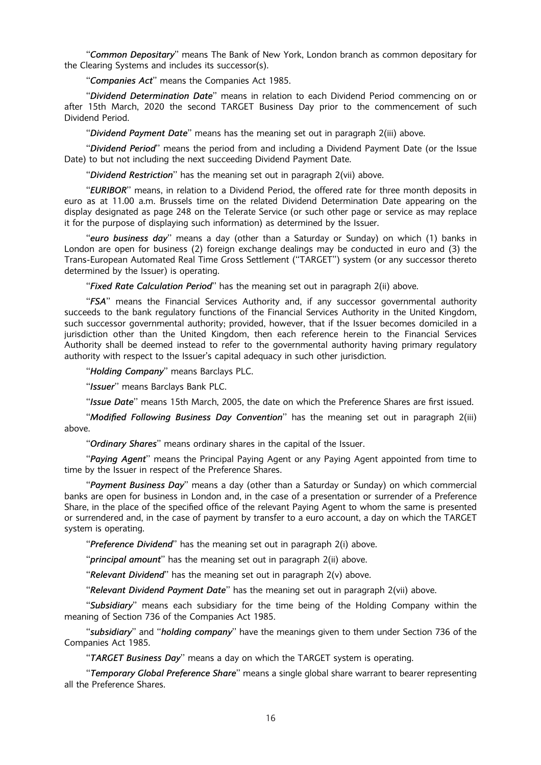"***Common Depositary***" means The Bank of New York, London branch as common depositary for the Clearing Systems and includes its successor(s).

"***Companies Act***" means the Companies Act 1985.

"***Dividend Determination Date***" means in relation to each Dividend Period commencing on or after 15th March, 2020 the second TARGET Business Day prior to the commencement of such Dividend Period.

"***Dividend Payment Date***" means has the meaning set out in paragraph 2(iii) above.

"***Dividend Period***" means the period from and including a Dividend Payment Date (or the Issue Date) to but not including the next succeeding Dividend Payment Date.

"***Dividend Restriction***" has the meaning set out in paragraph 2(vii) above.

"***EURIBOR***" means, in relation to a Dividend Period, the offered rate for three month deposits in euro as at 11.00 a.m. Brussels time on the related Dividend Determination Date appearing on the display designated as page 248 on the Telerate Service (or such other page or service as may replace it for the purpose of displaying such information) as determined by the Issuer.

"***euro business day***" means a day (other than a Saturday or Sunday) on which (1) banks in London are open for business (2) foreign exchange dealings may be conducted in euro and (3) the Trans-European Automated Real Time Gross Settlement ("TARGET") system (or any successor thereto determined by the Issuer) is operating.

"***Fixed Rate Calculation Period***" has the meaning set out in paragraph 2(ii) above.

"***FSA***" means the Financial Services Authority and, if any successor governmental authority succeeds to the bank regulatory functions of the Financial Services Authority in the United Kingdom, such successor governmental authority; provided, however, that if the Issuer becomes domiciled in a jurisdiction other than the United Kingdom, then each reference herein to the Financial Services Authority shall be deemed instead to refer to the governmental authority having primary regulatory authority with respect to the Issuer's capital adequacy in such other jurisdiction.

"***Holding Company***" means Barclays PLC.

"***Issuer***" means Barclays Bank PLC.

"***Issue Date***" means 15th March, 2005, the date on which the Preference Shares are first issued.

"***Modified Following Business Day Convention***" has the meaning set out in paragraph 2(iii) above.

"***Ordinary Shares***" means ordinary shares in the capital of the Issuer.

"***Paying Agent***" means the Principal Paying Agent or any Paying Agent appointed from time to time by the Issuer in respect of the Preference Shares.

"***Payment Business Day***" means a day (other than a Saturday or Sunday) on which commercial banks are open for business in London and, in the case of a presentation or surrender of a Preference Share, in the place of the specified office of the relevant Paying Agent to whom the same is presented or surrendered and, in the case of payment by transfer to a euro account, a day on which the TARGET system is operating.

"***Preference Dividend***" has the meaning set out in paragraph 2(i) above.

"***principal amount***" has the meaning set out in paragraph 2(ii) above.

"***Relevant Dividend***" has the meaning set out in paragraph 2(v) above.

"***Relevant Dividend Payment Date***" has the meaning set out in paragraph 2(vii) above.

"***Subsidiary***" means each subsidiary for the time being of the Holding Company within the meaning of Section 736 of the Companies Act 1985.

"***subsidiary***" and "***holding company***" have the meanings given to them under Section 736 of the Companies Act 1985.

"***TARGET Business Day***" means a day on which the TARGET system is operating.

"***Temporary Global Preference Share***" means a single global share warrant to bearer representing all the Preference Shares.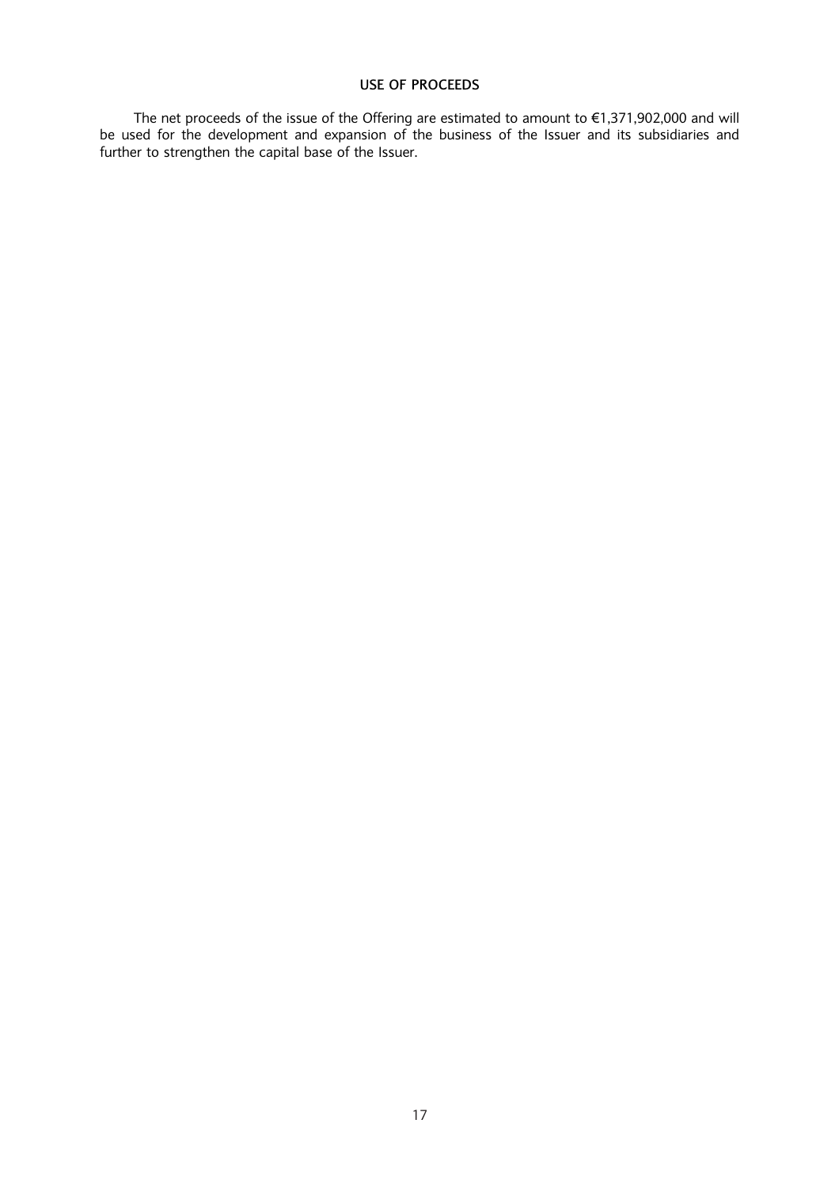# USE OF PROCEEDS

The net proceeds of the issue of the Offering are estimated to amount to €1,371,902,000 and will be used for the development and expansion of the business of the Issuer and its subsidiaries and further to strengthen the capital base of the Issuer.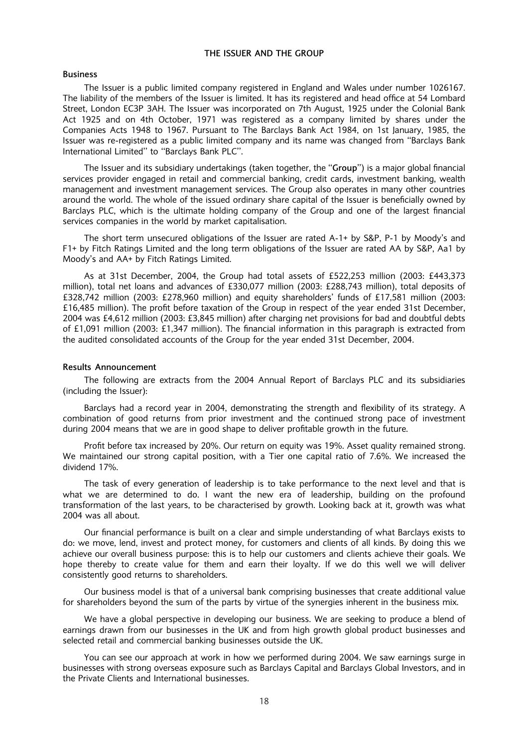# THE ISSUER AND THE GROUP

## Business

The Issuer is a public limited company registered in England and Wales under number 1026167. The liability of the members of the Issuer is limited. It has its registered and head office at 54 Lombard Street, London EC3P 3AH. The Issuer was incorporated on 7th August, 1925 under the Colonial Bank Act 1925 and on 4th October, 1971 was registered as a company limited by shares under the Companies Acts 1948 to 1967. Pursuant to The Barclays Bank Act 1984, on 1st January, 1985, the Issuer was re-registered as a public limited company and its name was changed from ''Barclays Bank International Limited'' to ''Barclays Bank PLC''.

The Issuer and its subsidiary undertakings (taken together, the ''**Group**'') is a major global financial services provider engaged in retail and commercial banking, credit cards, investment banking, wealth management and investment management services. The Group also operates in many other countries around the world. The whole of the issued ordinary share capital of the Issuer is beneficially owned by Barclays PLC, which is the ultimate holding company of the Group and one of the largest financial services companies in the world by market capitalisation.

The short term unsecured obligations of the Issuer are rated A-1+ by S&P, P-1 by Moody's and F1+ by Fitch Ratings Limited and the long term obligations of the Issuer are rated AA by S&P, Aa1 by Moody's and AA+ by Fitch Ratings Limited.

As at 31st December, 2004, the Group had total assets of £522,253 million (2003: £443,373 million), total net loans and advances of £330,077 million (2003: £288,743 million), total deposits of £328,742 million (2003: £278,960 million) and equity shareholders' funds of £17,581 million (2003: £16,485 million). The profit before taxation of the Group in respect of the year ended 31st December, 2004 was £4,612 million (2003: £3,845 million) after charging net provisions for bad and doubtful debts of £1,091 million (2003: £1,347 million). The financial information in this paragraph is extracted from the audited consolidated accounts of the Group for the year ended 31st December, 2004.

## Results Announcement

The following are extracts from the 2004 Annual Report of Barclays PLC and its subsidiaries (including the Issuer):

Barclays had a record year in 2004, demonstrating the strength and flexibility of its strategy. A combination of good returns from prior investment and the continued strong pace of investment during 2004 means that we are in good shape to deliver profitable growth in the future.

Profit before tax increased by 20%. Our return on equity was 19%. Asset quality remained strong. We maintained our strong capital position, with a Tier one capital ratio of 7.6%. We increased the dividend 17%.

The task of every generation of leadership is to take performance to the next level and that is what we are determined to do. I want the new era of leadership, building on the profound transformation of the last years, to be characterised by growth. Looking back at it, growth was what 2004 was all about.

Our financial performance is built on a clear and simple understanding of what Barclays exists to do: we move, lend, invest and protect money, for customers and clients of all kinds. By doing this we achieve our overall business purpose: this is to help our customers and clients achieve their goals. We hope thereby to create value for them and earn their loyalty. If we do this well we will deliver consistently good returns to shareholders.

Our business model is that of a universal bank comprising businesses that create additional value for shareholders beyond the sum of the parts by virtue of the synergies inherent in the business mix.

We have a global perspective in developing our business. We are seeking to produce a blend of earnings drawn from our businesses in the UK and from high growth global product businesses and selected retail and commercial banking businesses outside the UK.

You can see our approach at work in how we performed during 2004. We saw earnings surge in businesses with strong overseas exposure such as Barclays Capital and Barclays Global Investors, and in the Private Clients and International businesses.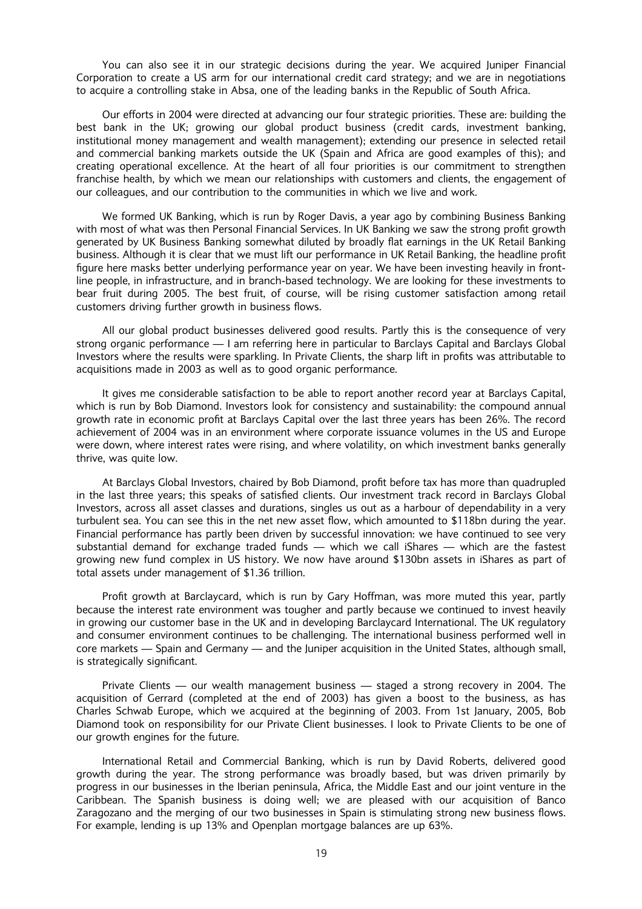You can also see it in our strategic decisions during the year. We acquired Juniper Financial Corporation to create a US arm for our international credit card strategy; and we are in negotiations to acquire a controlling stake in Absa, one of the leading banks in the Republic of South Africa.

Our efforts in 2004 were directed at advancing our four strategic priorities. These are: building the best bank in the UK; growing our global product business (credit cards, investment banking, institutional money management and wealth management); extending our presence in selected retail and commercial banking markets outside the UK (Spain and Africa are good examples of this); and creating operational excellence. At the heart of all four priorities is our commitment to strengthen franchise health, by which we mean our relationships with customers and clients, the engagement of our colleagues, and our contribution to the communities in which we live and work.

We formed UK Banking, which is run by Roger Davis, a year ago by combining Business Banking with most of what was then Personal Financial Services. In UK Banking we saw the strong profit growth generated by UK Business Banking somewhat diluted by broadly flat earnings in the UK Retail Banking business. Although it is clear that we must lift our performance in UK Retail Banking, the headline profit figure here masks better underlying performance year on year. We have been investing heavily in front-line people, in infrastructure, and in branch-based technology. We are looking for these investments to bear fruit during 2005. The best fruit, of course, will be rising customer satisfaction among retail customers driving further growth in business flows.

All our global product businesses delivered good results. Partly this is the consequence of very strong organic performance — I am referring here in particular to Barclays Capital and Barclays Global Investors where the results were sparkling. In Private Clients, the sharp lift in profits was attributable to acquisitions made in 2003 as well as to good organic performance.

It gives me considerable satisfaction to be able to report another record year at Barclays Capital, which is run by Bob Diamond. Investors look for consistency and sustainability: the compound annual growth rate in economic profit at Barclays Capital over the last three years has been 26%. The record achievement of 2004 was in an environment where corporate issuance volumes in the US and Europe were down, where interest rates were rising, and where volatility, on which investment banks generally thrive, was quite low.

At Barclays Global Investors, chaired by Bob Diamond, profit before tax has more than quadrupled in the last three years; this speaks of satisfied clients. Our investment track record in Barclays Global Investors, across all asset classes and durations, singles us out as a harbour of dependability in a very turbulent sea. You can see this in the net new asset flow, which amounted to $118bn during the year. Financial performance has partly been driven by successful innovation: we have continued to see very substantial demand for exchange traded funds — which we call iShares — which are the fastest growing new fund complex in US history. We now have around $130bn assets in iShares as part of total assets under management of $1.36 trillion.

Profit growth at Barclaycard, which is run by Gary Hoffman, was more muted this year, partly because the interest rate environment was tougher and partly because we continued to invest heavily in growing our customer base in the UK and in developing Barclaycard International. The UK regulatory and consumer environment continues to be challenging. The international business performed well in core markets — Spain and Germany — and the Juniper acquisition in the United States, although small, is strategically significant.

Private Clients — our wealth management business — staged a strong recovery in 2004. The acquisition of Gerrard (completed at the end of 2003) has given a boost to the business, as has Charles Schwab Europe, which we acquired at the beginning of 2003. From 1st January, 2005, Bob Diamond took on responsibility for our Private Client businesses. I look to Private Clients to be one of our growth engines for the future.

International Retail and Commercial Banking, which is run by David Roberts, delivered good growth during the year. The strong performance was broadly based, but was driven primarily by progress in our businesses in the Iberian peninsula, Africa, the Middle East and our joint venture in the Caribbean. The Spanish business is doing well; we are pleased with our acquisition of Banco Zaragozano and the merging of our two businesses in Spain is stimulating strong new business flows. For example, lending is up 13% and Openplan mortgage balances are up 63%.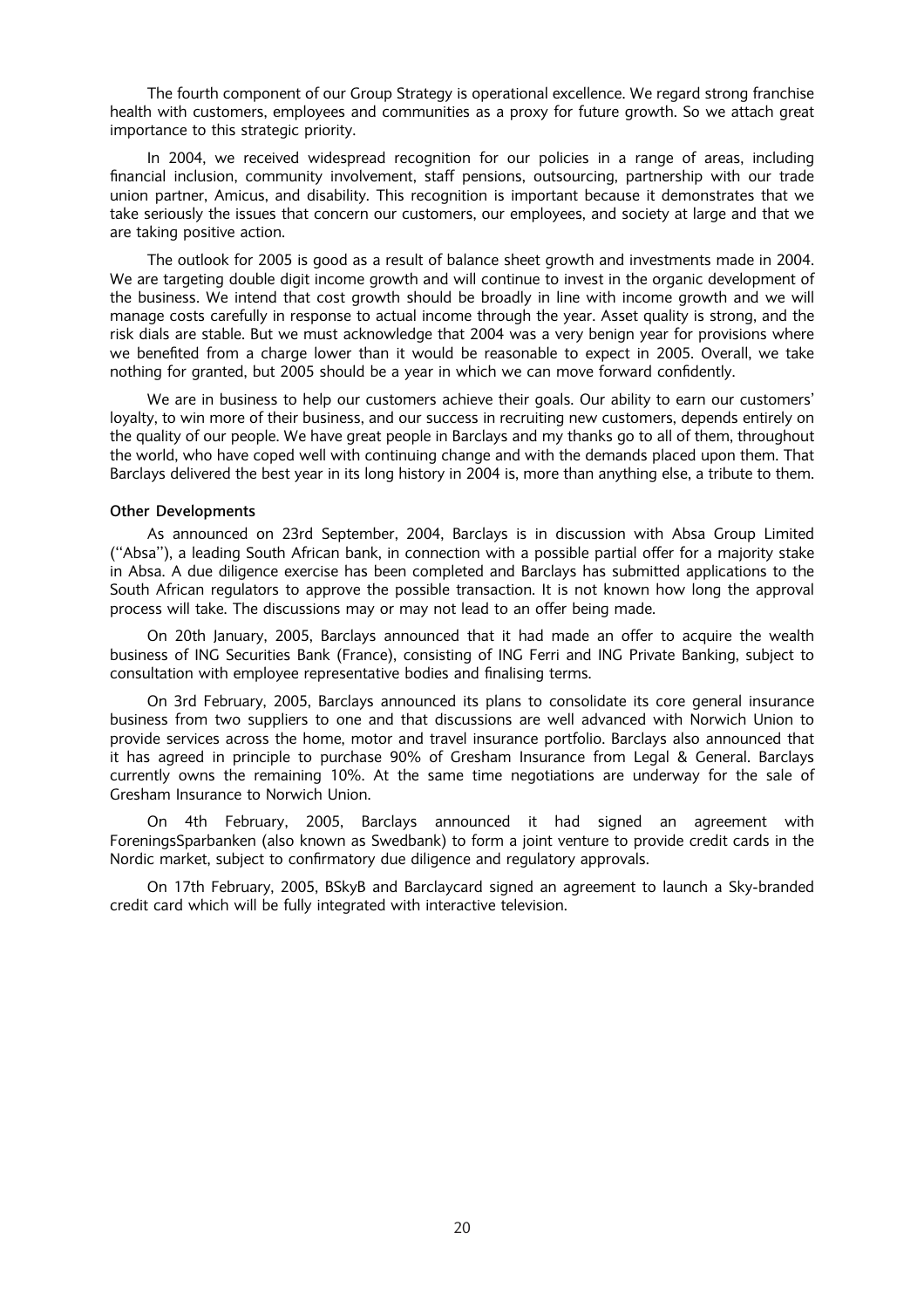The fourth component of our Group Strategy is operational excellence. We regard strong franchise health with customers, employees and communities as a proxy for future growth. So we attach great importance to this strategic priority.

In 2004, we received widespread recognition for our policies in a range of areas, including financial inclusion, community involvement, staff pensions, outsourcing, partnership with our trade union partner, Amicus, and disability. This recognition is important because it demonstrates that we take seriously the issues that concern our customers, our employees, and society at large and that we are taking positive action.

The outlook for 2005 is good as a result of balance sheet growth and investments made in 2004. We are targeting double digit income growth and will continue to invest in the organic development of the business. We intend that cost growth should be broadly in line with income growth and we will manage costs carefully in response to actual income through the year. Asset quality is strong, and the risk dials are stable. But we must acknowledge that 2004 was a very benign year for provisions where we benefited from a charge lower than it would be reasonable to expect in 2005. Overall, we take nothing for granted, but 2005 should be a year in which we can move forward confidently.

We are in business to help our customers achieve their goals. Our ability to earn our customers' loyalty, to win more of their business, and our success in recruiting new customers, depends entirely on the quality of our people. We have great people in Barclays and my thanks go to all of them, throughout the world, who have coped well with continuing change and with the demands placed upon them. That Barclays delivered the best year in its long history in 2004 is, more than anything else, a tribute to them.

**Other Developments**

As announced on 23rd September, 2004, Barclays is in discussion with Absa Group Limited ("Absa"), a leading South African bank, in connection with a possible partial offer for a majority stake in Absa. A due diligence exercise has been completed and Barclays has submitted applications to the South African regulators to approve the possible transaction. It is not known how long the approval process will take. The discussions may or may not lead to an offer being made.

On 20th January, 2005, Barclays announced that it had made an offer to acquire the wealth business of ING Securities Bank (France), consisting of ING Ferri and ING Private Banking, subject to consultation with employee representative bodies and finalising terms.

On 3rd February, 2005, Barclays announced its plans to consolidate its core general insurance business from two suppliers to one and that discussions are well advanced with Norwich Union to provide services across the home, motor and travel insurance portfolio. Barclays also announced that it has agreed in principle to purchase 90% of Gresham Insurance from Legal & General. Barclays currently owns the remaining 10%. At the same time negotiations are underway for the sale of Gresham Insurance to Norwich Union.

On 4th February, 2005, Barclays announced it had signed an agreement with ForeningsSparbanken (also known as Swedbank) to form a joint venture to provide credit cards in the Nordic market, subject to confirmatory due diligence and regulatory approvals.

On 17th February, 2005, BSkyB and Barclaycard signed an agreement to launch a Sky-branded credit card which will be fully integrated with interactive television.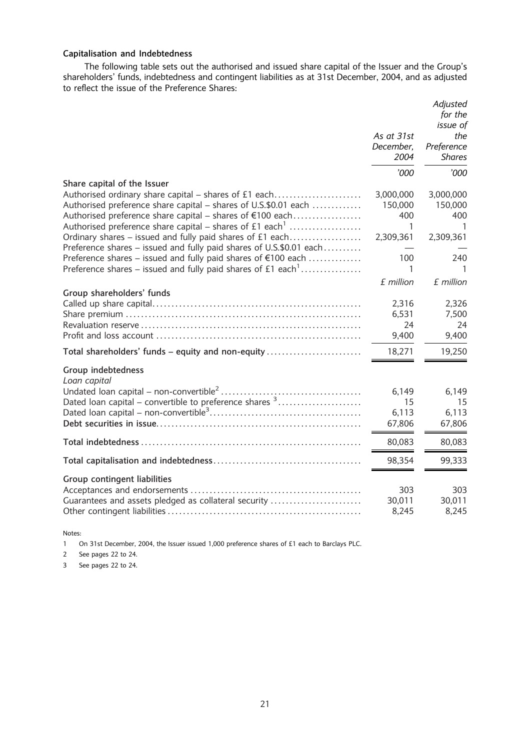### Capitalisation and Indebtedness

The following table sets out the authorised and issued share capital of the Issuer and the Group's shareholders' funds, indebtedness and contingent liabilities as at 31st December, 2004, and as adjusted to reflect the issue of the Preference Shares:

| | *As at 31st December, 2004* | *Adjusted for the issue of the Preference Shares* |
|---|---|---|
| | *'000* | *'000* |
| **Share capital of the Issuer** | | |
| Authorised ordinary share capital – shares of £1 each | 3,000,000 | 3,000,000 |
| Authorised preference share capital – shares of U.S.$0.01 each | 150,000 | 150,000 |
| Authorised preference share capital – shares of €100 each | 400 | 400 |
| Authorised preference share capital – shares of £1 each[1] | 1 | 1 |
| Ordinary shares – issued and fully paid shares of £1 each | 2,309,361 | 2,309,361 |
| Preference shares – issued and fully paid shares of U.S.$0.01 each | — | — |
| Preference shares – issued and fully paid shares of €100 each | 100 | 240 |
| Preference shares – issued and fully paid shares of £1 each[1] | 1 | 1 |
| | *£ million* | *£ million* |
| **Group shareholders' funds** | | |
| Called up share capital | 2,316 | 2,326 |
| Share premium | 6,531 | 7,500 |
| Revaluation reserve | 24 | 24 |
| Profit and loss account | 9,400 | 9,400 |
| **Total shareholders' funds – equity and non-equity** | 18,271 | 19,250 |
| **Group indebtedness** | | |
| *Loan capital* | | |
| Undated loan capital – non-convertible[2] | 6,149 | 6,149 |
| Dated loan capital – convertible to preference shares [3] | 15 | 15 |
| Dated loan capital – non-convertible[3] | 6,113 | 6,113 |
| **Debt securities in issue** | 67,806 | 67,806 |
| **Total indebtedness** | 80,083 | 80,083 |
| **Total capitalisation and indebtedness** | 98,354 | 99,333 |
| **Group contingent liabilities** | | |
| Acceptances and endorsements | 303 | 303 |
| Guarantees and assets pledged as collateral security | 30,011 | 30,011 |
| Other contingent liabilities | 8,245 | 8,245 |

Notes:

1. On 31st December, 2004, the Issuer issued 1,000 preference shares of £1 each to Barclays PLC.
2. See pages 22 to 24.
3. See pages 22 to 24.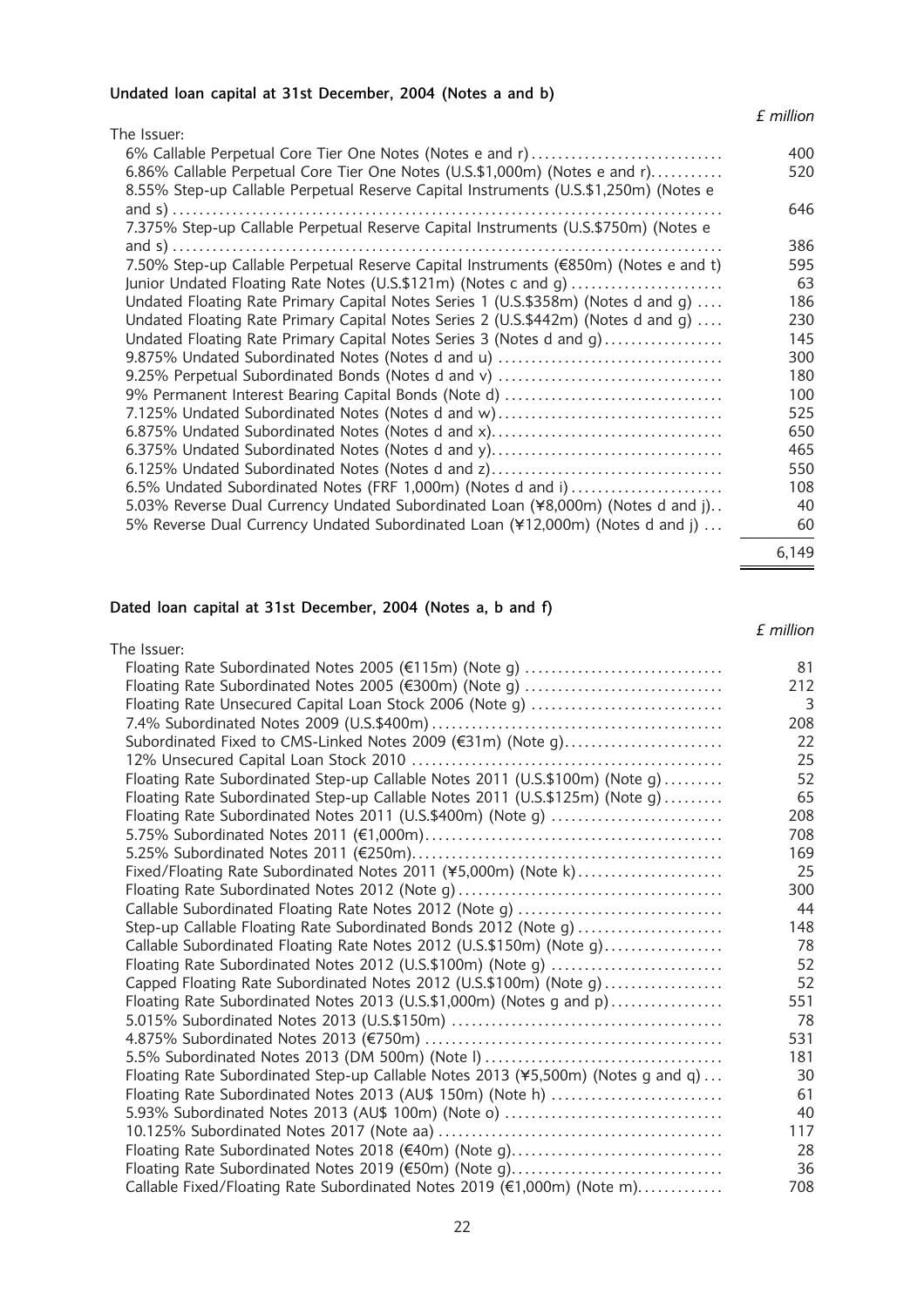**Undated loan capital at 31st December, 2004 (Notes a and b)**

| | *£ million* |
|---|---|
| The Issuer: | |
| 6% Callable Perpetual Core Tier One Notes (Notes e and r) | 400 |
| 6.86% Callable Perpetual Core Tier One Notes (U.S.$1,000m) (Notes e and r) | 520 |
| 8.55% Step-up Callable Perpetual Reserve Capital Instruments (U.S.$1,250m) (Notes e and s) | 646 |
| 7.375% Step-up Callable Perpetual Reserve Capital Instruments (U.S.$750m) (Notes e and s) | 386 |
| 7.50% Step-up Callable Perpetual Reserve Capital Instruments (€850m) (Notes e and t) | 595 |
| Junior Undated Floating Rate Notes (U.S.$121m) (Notes c and g) | 63 |
| Undated Floating Rate Primary Capital Notes Series 1 (U.S.$358m) (Notes d and g) | 186 |
| Undated Floating Rate Primary Capital Notes Series 2 (U.S.$442m) (Notes d and g) | 230 |
| Undated Floating Rate Primary Capital Notes Series 3 (Notes d and g) | 145 |
| 9.875% Undated Subordinated Notes (Notes d and u) | 300 |
| 9.25% Perpetual Subordinated Bonds (Notes d and v) | 180 |
| 9% Permanent Interest Bearing Capital Bonds (Note d) | 100 |
| 7.125% Undated Subordinated Notes (Notes d and w) | 525 |
| 6.875% Undated Subordinated Notes (Notes d and x) | 650 |
| 6.375% Undated Subordinated Notes (Notes d and y) | 465 |
| 6.125% Undated Subordinated Notes (Notes d and z) | 550 |
| 6.5% Undated Subordinated Notes (FRF 1,000m) (Notes d and i) | 108 |
| 5.03% Reverse Dual Currency Undated Subordinated Loan (¥8,000m) (Notes d and j) | 40 |
| 5% Reverse Dual Currency Undated Subordinated Loan (¥12,000m) (Notes d and j) | 60 |
| | 6,149 |

**Dated loan capital at 31st December, 2004 (Notes a, b and f)**

| | *£ million* |
|---|---|
| The Issuer: | |
| Floating Rate Subordinated Notes 2005 (€115m) (Note g) | 81 |
| Floating Rate Subordinated Notes 2005 (€300m) (Note g) | 212 |
| Floating Rate Unsecured Capital Loan Stock 2006 (Note g) | 3 |
| 7.4% Subordinated Notes 2009 (U.S.$400m) | 208 |
| Subordinated Fixed to CMS-Linked Notes 2009 (€31m) (Note g) | 22 |
| 12% Unsecured Capital Loan Stock 2010 | 25 |
| Floating Rate Subordinated Step-up Callable Notes 2011 (U.S.$100m) (Note g) | 52 |
| Floating Rate Subordinated Step-up Callable Notes 2011 (U.S.$125m) (Note g) | 65 |
| Floating Rate Subordinated Notes 2011 (U.S.$400m) (Note g) | 208 |
| 5.75% Subordinated Notes 2011 (€1,000m) | 708 |
| 5.25% Subordinated Notes 2011 (€250m) | 169 |
| Fixed/Floating Rate Subordinated Notes 2011 (¥5,000m) (Note k) | 25 |
| Floating Rate Subordinated Notes 2012 (Note g) | 300 |
| Callable Subordinated Floating Rate Notes 2012 (Note g) | 44 |
| Step-up Callable Floating Rate Subordinated Bonds 2012 (Note g) | 148 |
| Callable Subordinated Floating Rate Notes 2012 (U.S.$150m) (Note g) | 78 |
| Floating Rate Subordinated Notes 2012 (U.S.$100m) (Note g) | 52 |
| Capped Floating Rate Subordinated Notes 2012 (U.S.$100m) (Note g) | 52 |
| Floating Rate Subordinated Notes 2013 (U.S.$1,000m) (Notes g and p) | 551 |
| 5.015% Subordinated Notes 2013 (U.S.$150m) | 78 |
| 4.875% Subordinated Notes 2013 (€750m) | 531 |
| 5.5% Subordinated Notes 2013 (DM 500m) (Note l) | 181 |
| Floating Rate Subordinated Step-up Callable Notes 2013 (¥5,500m) (Notes g and q) | 30 |
| Floating Rate Subordinated Notes 2013 (AU$ 150m) (Note h) | 61 |
| 5.93% Subordinated Notes 2013 (AU$ 100m) (Note o) | 40 |
| 10.125% Subordinated Notes 2017 (Note aa) | 117 |
| Floating Rate Subordinated Notes 2018 (€40m) (Note g) | 28 |
| Floating Rate Subordinated Notes 2019 (€50m) (Note g) | 36 |
| Callable Fixed/Floating Rate Subordinated Notes 2019 (€1,000m) (Note m) | 708 |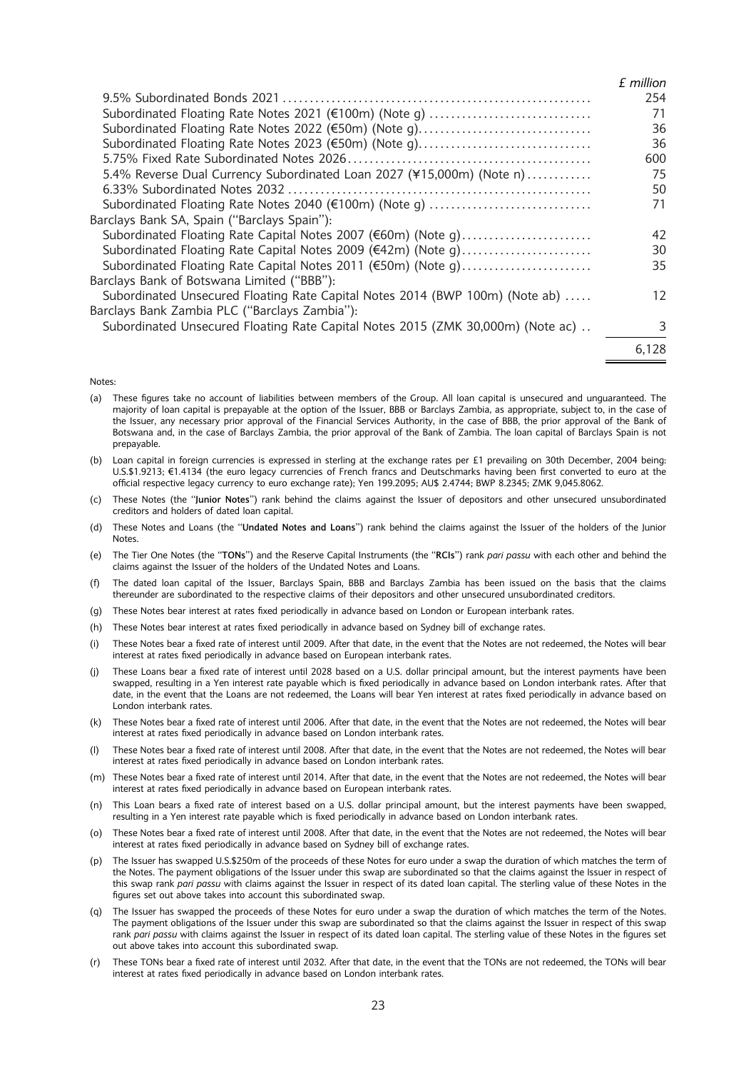| | £ million |
|---|---|
| 9.5% Subordinated Bonds 2021 | 254 |
| Subordinated Floating Rate Notes 2021 (€100m) (Note g) | 71 |
| Subordinated Floating Rate Notes 2022 (€50m) (Note g) | 36 |
| Subordinated Floating Rate Notes 2023 (€50m) (Note g) | 36 |
| 5.75% Fixed Rate Subordinated Notes 2026 | 600 |
| 5.4% Reverse Dual Currency Subordinated Loan 2027 (¥15,000m) (Note n) | 75 |
| 6.33% Subordinated Notes 2032 | 50 |
| Subordinated Floating Rate Notes 2040 (€100m) (Note g) | 71 |
| Barclays Bank SA, Spain ("Barclays Spain"): | |
| Subordinated Floating Rate Capital Notes 2007 (€60m) (Note g) | 42 |
| Subordinated Floating Rate Capital Notes 2009 (€42m) (Note g) | 30 |
| Subordinated Floating Rate Capital Notes 2011 (€50m) (Note g) | 35 |
| Barclays Bank of Botswana Limited ("BBB"): | |
| Subordinated Unsecured Floating Rate Capital Notes 2014 (BWP 100m) (Note ab) | 12 |
| Barclays Bank Zambia PLC ("Barclays Zambia"): | |
| Subordinated Unsecured Floating Rate Capital Notes 2015 (ZMK 30,000m) (Note ac) | 3 |
| | 6,128 |

Notes:

(a) These figures take no account of liabilities between members of the Group. All loan capital is unsecured and unguaranteed. The majority of loan capital is prepayable at the option of the Issuer, BBB or Barclays Zambia, as appropriate, subject to, in the case of the Issuer, any necessary prior approval of the Financial Services Authority, in the case of BBB, the prior approval of the Bank of Botswana and, in the case of Barclays Zambia, the prior approval of the Bank of Zambia. The loan capital of Barclays Spain is not prepayable.

(b) Loan capital in foreign currencies is expressed in sterling at the exchange rates per £1 prevailing on 30th December, 2004 being: U.S.$1.9213; €1.4134 (the euro legacy currencies of French francs and Deutschmarks having been first converted to euro at the official respective legacy currency to euro exchange rate); Yen 199.2095; AU$ 2.4744; BWP 8.2345; ZMK 9,045.8062.

(c) These Notes (the "**Junior Notes**") rank behind the claims against the Issuer of depositors and other unsecured unsubordinated creditors and holders of dated loan capital.

(d) These Notes and Loans (the "**Undated Notes and Loans**") rank behind the claims against the Issuer of the holders of the Junior Notes.

(e) The Tier One Notes (the "**TONs**") and the Reserve Capital Instruments (the "**RCIs**") rank *pari passu* with each other and behind the claims against the Issuer of the holders of the Undated Notes and Loans.

(f) The dated loan capital of the Issuer, Barclays Spain, BBB and Barclays Zambia has been issued on the basis that the claims thereunder are subordinated to the respective claims of their depositors and other unsecured unsubordinated creditors.

(g) These Notes bear interest at rates fixed periodically in advance based on London or European interbank rates.

(h) These Notes bear interest at rates fixed periodically in advance based on Sydney bill of exchange rates.

(i) These Notes bear a fixed rate of interest until 2009. After that date, in the event that the Notes are not redeemed, the Notes will bear interest at rates fixed periodically in advance based on European interbank rates.

(j) These Loans bear a fixed rate of interest until 2028 based on a U.S. dollar principal amount, but the interest payments have been swapped, resulting in a Yen interest rate payable which is fixed periodically in advance based on London interbank rates. After that date, in the event that the Loans are not redeemed, the Loans will bear Yen interest at rates fixed periodically in advance based on London interbank rates.

(k) These Notes bear a fixed rate of interest until 2006. After that date, in the event that the Notes are not redeemed, the Notes will bear interest at rates fixed periodically in advance based on London interbank rates.

(l) These Notes bear a fixed rate of interest until 2008. After that date, in the event that the Notes are not redeemed, the Notes will bear interest at rates fixed periodically in advance based on London interbank rates.

(m) These Notes bear a fixed rate of interest until 2014. After that date, in the event that the Notes are not redeemed, the Notes will bear interest at rates fixed periodically in advance based on European interbank rates.

(n) This Loan bears a fixed rate of interest based on a U.S. dollar principal amount, but the interest payments have been swapped, resulting in a Yen interest rate payable which is fixed periodically in advance based on London interbank rates.

(o) These Notes bear a fixed rate of interest until 2008. After that date, in the event that the Notes are not redeemed, the Notes will bear interest at rates fixed periodically in advance based on Sydney bill of exchange rates.

(p) The Issuer has swapped U.S.$250m of the proceeds of these Notes for euro under a swap the duration of which matches the term of the Notes. The payment obligations of the Issuer under this swap are subordinated so that the claims against the Issuer in respect of this swap rank *pari passu* with claims against the Issuer in respect of its dated loan capital. The sterling value of these Notes in the figures set out above takes into account this subordinated swap.

(q) The Issuer has swapped the proceeds of these Notes for euro under a swap the duration of which matches the term of the Notes. The payment obligations of the Issuer under this swap are subordinated so that the claims against the Issuer in respect of this swap rank *pari passu* with claims against the Issuer in respect of its dated loan capital. The sterling value of these Notes in the figures set out above takes into account this subordinated swap.

(r) These TONs bear a fixed rate of interest until 2032. After that date, in the event that the TONs are not redeemed, the TONs will bear interest at rates fixed periodically in advance based on London interbank rates.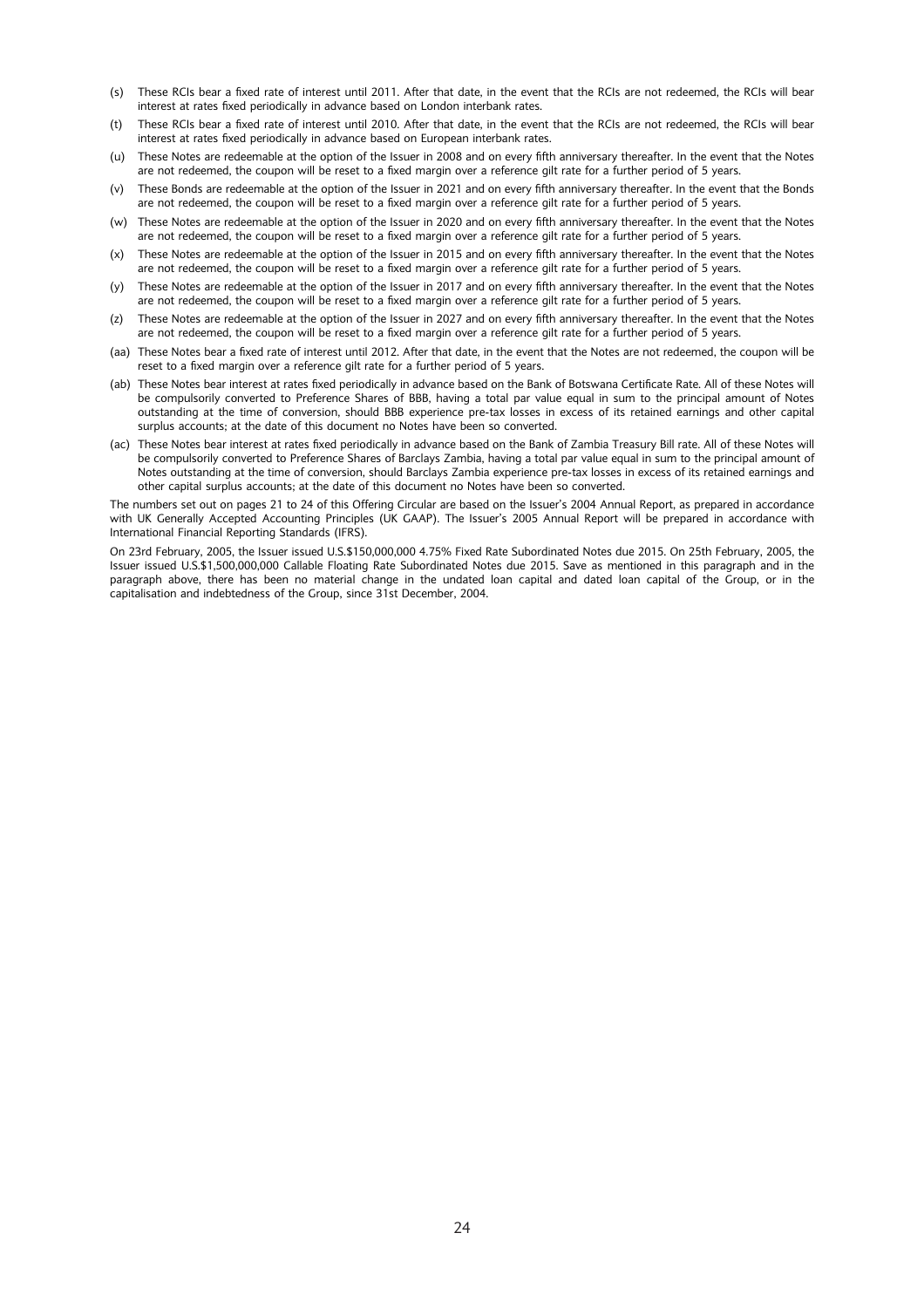(s) These RCIs bear a fixed rate of interest until 2011. After that date, in the event that the RCIs are not redeemed, the RCIs will bear interest at rates fixed periodically in advance based on London interbank rates.

(t) These RCIs bear a fixed rate of interest until 2010. After that date, in the event that the RCIs are not redeemed, the RCIs will bear interest at rates fixed periodically in advance based on European interbank rates.

(u) These Notes are redeemable at the option of the Issuer in 2008 and on every fifth anniversary thereafter. In the event that the Notes are not redeemed, the coupon will be reset to a fixed margin over a reference gilt rate for a further period of 5 years.

(v) These Bonds are redeemable at the option of the Issuer in 2021 and on every fifth anniversary thereafter. In the event that the Bonds are not redeemed, the coupon will be reset to a fixed margin over a reference gilt rate for a further period of 5 years.

(w) These Notes are redeemable at the option of the Issuer in 2020 and on every fifth anniversary thereafter. In the event that the Notes are not redeemed, the coupon will be reset to a fixed margin over a reference gilt rate for a further period of 5 years.

(x) These Notes are redeemable at the option of the Issuer in 2015 and on every fifth anniversary thereafter. In the event that the Notes are not redeemed, the coupon will be reset to a fixed margin over a reference gilt rate for a further period of 5 years.

(y) These Notes are redeemable at the option of the Issuer in 2017 and on every fifth anniversary thereafter. In the event that the Notes are not redeemed, the coupon will be reset to a fixed margin over a reference gilt rate for a further period of 5 years.

(z) These Notes are redeemable at the option of the Issuer in 2027 and on every fifth anniversary thereafter. In the event that the Notes are not redeemed, the coupon will be reset to a fixed margin over a reference gilt rate for a further period of 5 years.

(aa) These Notes bear a fixed rate of interest until 2012. After that date, in the event that the Notes are not redeemed, the coupon will be reset to a fixed margin over a reference gilt rate for a further period of 5 years.

(ab) These Notes bear interest at rates fixed periodically in advance based on the Bank of Botswana Certificate Rate. All of these Notes will be compulsorily converted to Preference Shares of BBB, having a total par value equal in sum to the principal amount of Notes outstanding at the time of conversion, should BBB experience pre-tax losses in excess of its retained earnings and other capital surplus accounts; at the date of this document no Notes have been so converted.

(ac) These Notes bear interest at rates fixed periodically in advance based on the Bank of Zambia Treasury Bill rate. All of these Notes will be compulsorily converted to Preference Shares of Barclays Zambia, having a total par value equal in sum to the principal amount of Notes outstanding at the time of conversion, should Barclays Zambia experience pre-tax losses in excess of its retained earnings and other capital surplus accounts; at the date of this document no Notes have been so converted.

The numbers set out on pages 21 to 24 of this Offering Circular are based on the Issuer's 2004 Annual Report, as prepared in accordance with UK Generally Accepted Accounting Principles (UK GAAP). The Issuer's 2005 Annual Report will be prepared in accordance with International Financial Reporting Standards (IFRS).

On 23rd February, 2005, the Issuer issued U.S.$150,000,000 4.75% Fixed Rate Subordinated Notes due 2015. On 25th February, 2005, the Issuer issued U.S.$1,500,000,000 Callable Floating Rate Subordinated Notes due 2015. Save as mentioned in this paragraph and in the paragraph above, there has been no material change in the undated loan capital and dated loan capital of the Group, or in the capitalisation and indebtedness of the Group, since 31st December, 2004.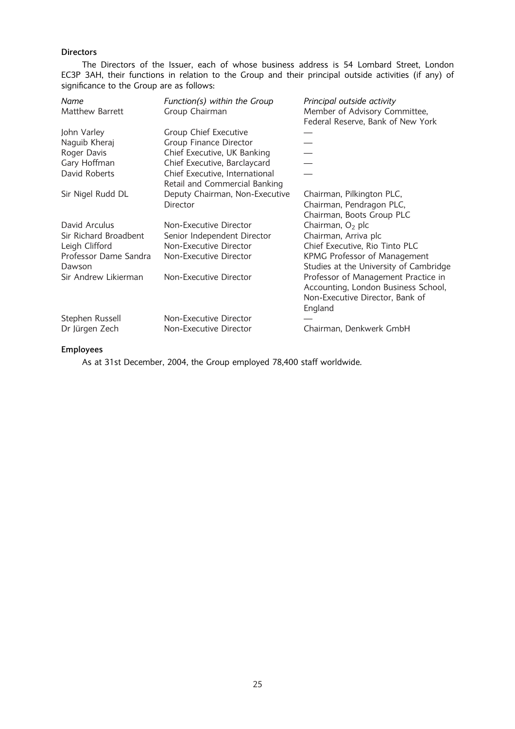## Directors

The Directors of the Issuer, each of whose business address is 54 Lombard Street, London EC3P 3AH, their functions in relation to the Group and their principal outside activities (if any) of significance to the Group are as follows:

| *Name* | *Function(s) within the Group* | *Principal outside activity* |
|---|---|---|
| Matthew Barrett | Group Chairman | Member of Advisory Committee, Federal Reserve, Bank of New York |
| John Varley | Group Chief Executive | — |
| Naguib Kheraj | Group Finance Director | — |
| Roger Davis | Chief Executive, UK Banking | — |
| Gary Hoffman | Chief Executive, Barclaycard | — |
| David Roberts | Chief Executive, International Retail and Commercial Banking | — |
| Sir Nigel Rudd DL | Deputy Chairman, Non-Executive Director | Chairman, Pilkington PLC, Chairman, Pendragon PLC, Chairman, Boots Group PLC |
| David Arculus | Non-Executive Director | Chairman, $O_2$ plc |
| Sir Richard Broadbent | Senior Independent Director | Chairman, Arriva plc |
| Leigh Clifford | Non-Executive Director | Chief Executive, Rio Tinto PLC |
| Professor Dame Sandra Dawson | Non-Executive Director | KPMG Professor of Management Studies at the University of Cambridge |
| Sir Andrew Likierman | Non-Executive Director | Professor of Management Practice in Accounting, London Business School, Non-Executive Director, Bank of England |
| Stephen Russell | Non-Executive Director | — |
| Dr Jürgen Zech | Non-Executive Director | Chairman, Denkwerk GmbH |

## Employees

As at 31st December, 2004, the Group employed 78,400 staff worldwide.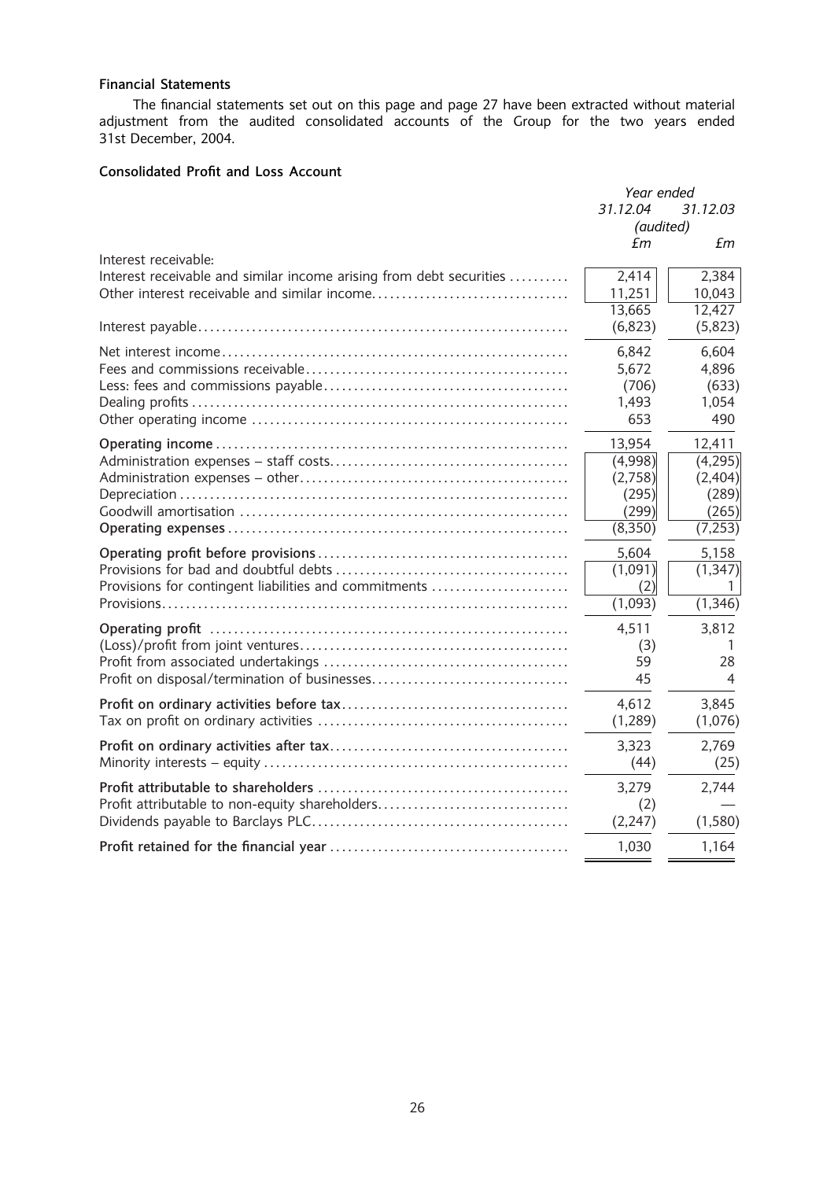### Financial Statements

The financial statements set out on this page and page 27 have been extracted without material adjustment from the audited consolidated accounts of the Group for the two years ended 31st December, 2004.

### Consolidated Profit and Loss Account

| | Year ended 31.12.04 (audited) £m | 31.12.03 £m |
|---|---|---|
| Interest receivable: | | |
| Interest receivable and similar income arising from debt securities | 2,414 | 2,384 |
| Other interest receivable and similar income | 11,251 | 10,043 |
| | 13,665 | 12,427 |
| Interest payable | (6,823) | (5,823) |
| Net interest income | 6,842 | 6,604 |
| Fees and commissions receivable | 5,672 | 4,896 |
| Less: fees and commissions payable | (706) | (633) |
| Dealing profits | 1,493 | 1,054 |
| Other operating income | 653 | 490 |
| **Operating income** | 13,954 | 12,411 |
| Administration expenses – staff costs | (4,998) | (4,295) |
| Administration expenses – other | (2,758) | (2,404) |
| Depreciation | (295) | (289) |
| Goodwill amortisation | (299) | (265) |
| **Operating expenses** | (8,350) | (7,253) |
| **Operating profit before provisions** | 5,604 | 5,158 |
| Provisions for bad and doubtful debts | (1,091) | (1,347) |
| Provisions for contingent liabilities and commitments | (2) | 1 |
| Provisions | (1,093) | (1,346) |
| **Operating profit** | 4,511 | 3,812 |
| (Loss)/profit from joint ventures | (3) | 1 |
| Profit from associated undertakings | 59 | 28 |
| Profit on disposal/termination of businesses | 45 | 4 |
| **Profit on ordinary activities before tax** | 4,612 | 3,845 |
| Tax on profit on ordinary activities | (1,289) | (1,076) |
| **Profit on ordinary activities after tax** | 3,323 | 2,769 |
| Minority interests – equity | (44) | (25) |
| **Profit attributable to shareholders** | 3,279 | 2,744 |
| Profit attributable to non-equity shareholders | (2) | — |
| Dividends payable to Barclays PLC | (2,247) | (1,580) |
| **Profit retained for the financial year** | 1,030 | 1,164 |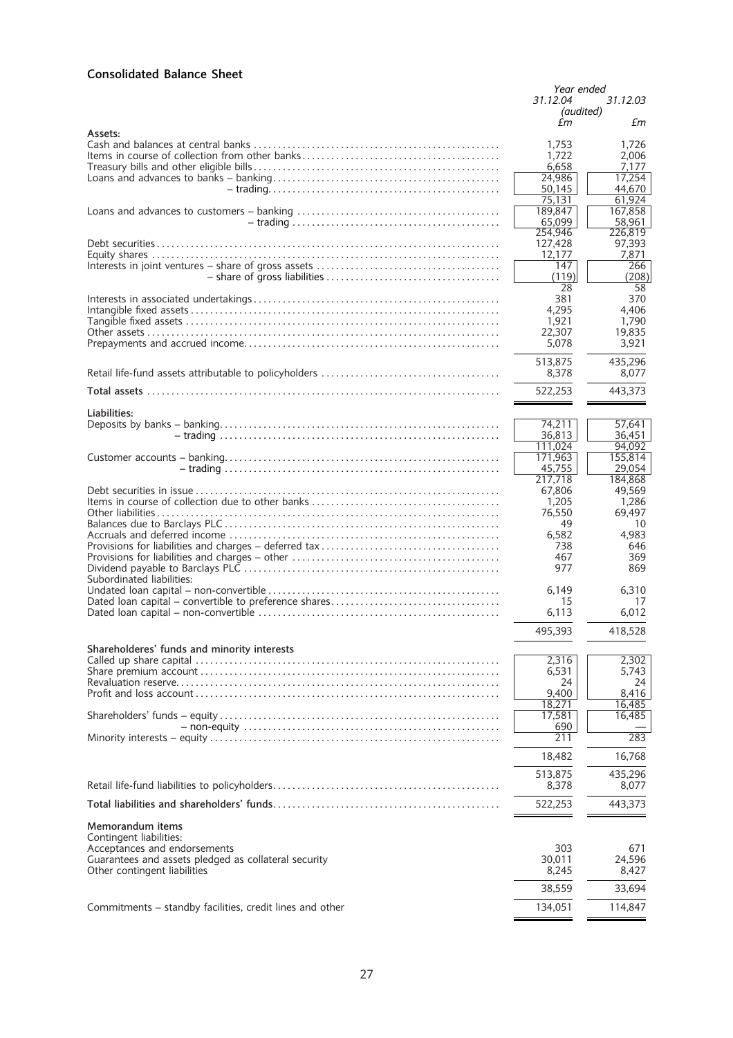## Consolidated Balance Sheet

| | Year ended 31.12.04 (audited) £m | 31.12.03 £m |
|---|---|---|
| **Assets:** | | |
| Cash and balances at central banks | 1,753 | 1,726 |
| Items in course of collection from other banks | 1,722 | 2,006 |
| Treasury bills and other eligible bills | 6,658 | 7,177 |
| Loans and advances to banks – banking | 24,986 | 17,254 |
| – trading | 50,145 | 44,670 |
| | 75,131 | 61,924 |
| Loans and advances to customers – banking | 189,847 | 167,858 |
| – trading | 65,099 | 58,961 |
| | 254,946 | 226,819 |
| Debt securities | 127,428 | 97,393 |
| Equity shares | 12,177 | 7,871 |
| Interests in joint ventures – share of gross assets | 147 | 266 |
| – share of gross liabilities | (119) | (208) |
| | 28 | 58 |
| Interests in associated undertakings | 381 | 370 |
| Intangible fixed assets | 4,295 | 4,406 |
| Tangible fixed assets | 1,921 | 1,790 |
| Other assets | 22,307 | 19,835 |
| Prepayments and accrued income | 5,078 | 3,921 |
| | 513,875 | 435,296 |
| Retail life-fund assets attributable to policyholders | 8,378 | 8,077 |
| **Total assets** | 522,253 | 443,373 |
| **Liabilities:** | | |
| Deposits by banks – banking | 74,211 | 57,641 |
| – trading | 36,813 | 36,451 |
| | 111,024 | 94,092 |
| Customer accounts – banking | 171,963 | 155,814 |
| – trading | 45,755 | 29,054 |
| | 217,718 | 184,868 |
| Debt securities in issue | 67,806 | 49,569 |
| Items in course of collection due to other banks | 1,205 | 1,286 |
| Other liabilities | 76,550 | 69,497 |
| Balances due to Barclays PLC | 49 | 10 |
| Accruals and deferred income | 6,582 | 4,983 |
| Provisions for liabilities and charges – deferred tax | 738 | 646 |
| Provisions for liabilities and charges – other | 467 | 369 |
| Dividend payable to Barclays PLC | 977 | 869 |
| Subordinated liabilities: | | |
| Undated loan capital – non-convertible | 6,149 | 6,310 |
| Dated loan capital – convertible to preference shares | 15 | 17 |
| Dated loan capital – non-convertible | 6,113 | 6,012 |
| | 495,393 | 418,528 |
| **Shareholderes' funds and minority interests** | | |
| Called up share capital | 2,316 | 2,302 |
| Share premium account | 6,531 | 5,743 |
| Revaluation reserve | 24 | 24 |
| Profit and loss account | 9,400 | 8,416 |
| | 18,271 | 16,485 |
| Shareholders' funds – equity | 17,581 | 16,485 |
| – non-equity | 690 | — |
| Minority interests – equity | 211 | 283 |
| | 18,482 | 16,768 |
| | 513,875 | 435,296 |
| Retail life-fund liabilities to policyholders | 8,378 | 8,077 |
| **Total liabilities and shareholders' funds** | 522,253 | 443,373 |
| **Memorandum items** | | |
| Contingent liabilities: | | |
| Acceptances and endorsements | 303 | 671 |
| Guarantees and assets pledged as collateral security | 30,011 | 24,596 |
| Other contingent liabilities | 8,245 | 8,427 |
| | 38,559 | 33,694 |
| Commitments – standby facilities, credit lines and other | 134,051 | 114,847 |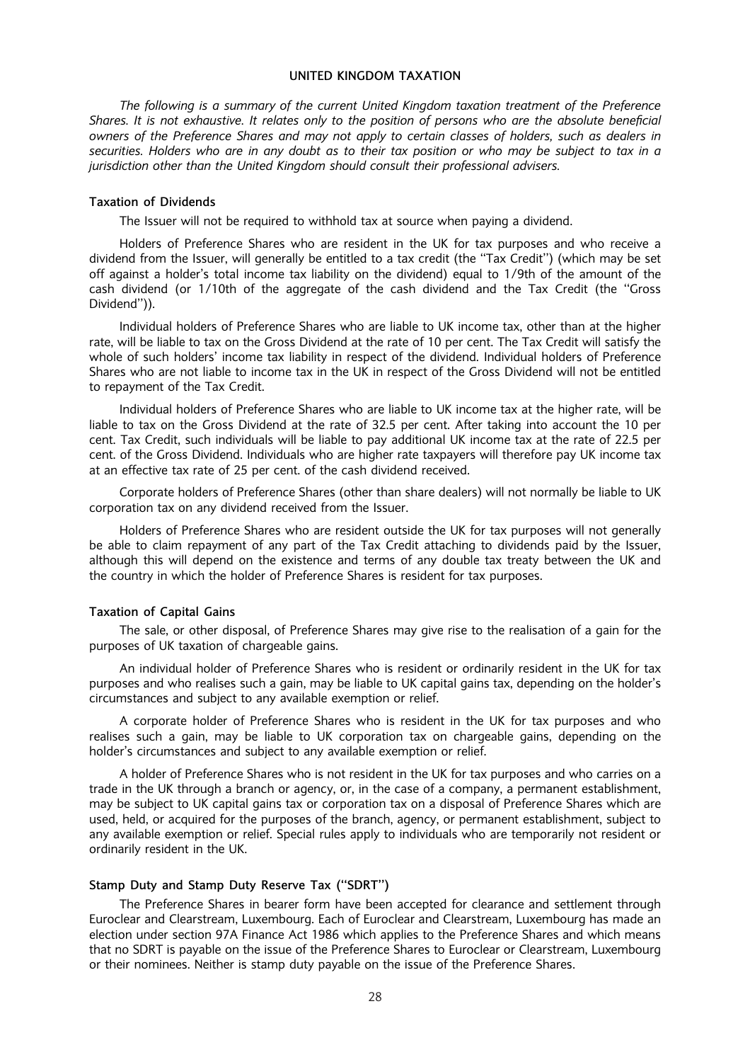## UNITED KINGDOM TAXATION

*The following is a summary of the current United Kingdom taxation treatment of the Preference Shares. It is not exhaustive. It relates only to the position of persons who are the absolute beneficial owners of the Preference Shares and may not apply to certain classes of holders, such as dealers in securities. Holders who are in any doubt as to their tax position or who may be subject to tax in a jurisdiction other than the United Kingdom should consult their professional advisers.*

### Taxation of Dividends

The Issuer will not be required to withhold tax at source when paying a dividend.

Holders of Preference Shares who are resident in the UK for tax purposes and who receive a dividend from the Issuer, will generally be entitled to a tax credit (the "Tax Credit") (which may be set off against a holder's total income tax liability on the dividend) equal to 1/9th of the amount of the cash dividend (or 1/10th of the aggregate of the cash dividend and the Tax Credit (the "Gross Dividend")).

Individual holders of Preference Shares who are liable to UK income tax, other than at the higher rate, will be liable to tax on the Gross Dividend at the rate of 10 per cent. The Tax Credit will satisfy the whole of such holders' income tax liability in respect of the dividend. Individual holders of Preference Shares who are not liable to income tax in the UK in respect of the Gross Dividend will not be entitled to repayment of the Tax Credit.

Individual holders of Preference Shares who are liable to UK income tax at the higher rate, will be liable to tax on the Gross Dividend at the rate of 32.5 per cent. After taking into account the 10 per cent. Tax Credit, such individuals will be liable to pay additional UK income tax at the rate of 22.5 per cent. of the Gross Dividend. Individuals who are higher rate taxpayers will therefore pay UK income tax at an effective tax rate of 25 per cent. of the cash dividend received.

Corporate holders of Preference Shares (other than share dealers) will not normally be liable to UK corporation tax on any dividend received from the Issuer.

Holders of Preference Shares who are resident outside the UK for tax purposes will not generally be able to claim repayment of any part of the Tax Credit attaching to dividends paid by the Issuer, although this will depend on the existence and terms of any double tax treaty between the UK and the country in which the holder of Preference Shares is resident for tax purposes.

### Taxation of Capital Gains

The sale, or other disposal, of Preference Shares may give rise to the realisation of a gain for the purposes of UK taxation of chargeable gains.

An individual holder of Preference Shares who is resident or ordinarily resident in the UK for tax purposes and who realises such a gain, may be liable to UK capital gains tax, depending on the holder's circumstances and subject to any available exemption or relief.

A corporate holder of Preference Shares who is resident in the UK for tax purposes and who realises such a gain, may be liable to UK corporation tax on chargeable gains, depending on the holder's circumstances and subject to any available exemption or relief.

A holder of Preference Shares who is not resident in the UK for tax purposes and who carries on a trade in the UK through a branch or agency, or, in the case of a company, a permanent establishment, may be subject to UK capital gains tax or corporation tax on a disposal of Preference Shares which are used, held, or acquired for the purposes of the branch, agency, or permanent establishment, subject to any available exemption or relief. Special rules apply to individuals who are temporarily not resident or ordinarily resident in the UK.

### Stamp Duty and Stamp Duty Reserve Tax ("SDRT")

The Preference Shares in bearer form have been accepted for clearance and settlement through Euroclear and Clearstream, Luxembourg. Each of Euroclear and Clearstream, Luxembourg has made an election under section 97A Finance Act 1986 which applies to the Preference Shares and which means that no SDRT is payable on the issue of the Preference Shares to Euroclear or Clearstream, Luxembourg or their nominees. Neither is stamp duty payable on the issue of the Preference Shares.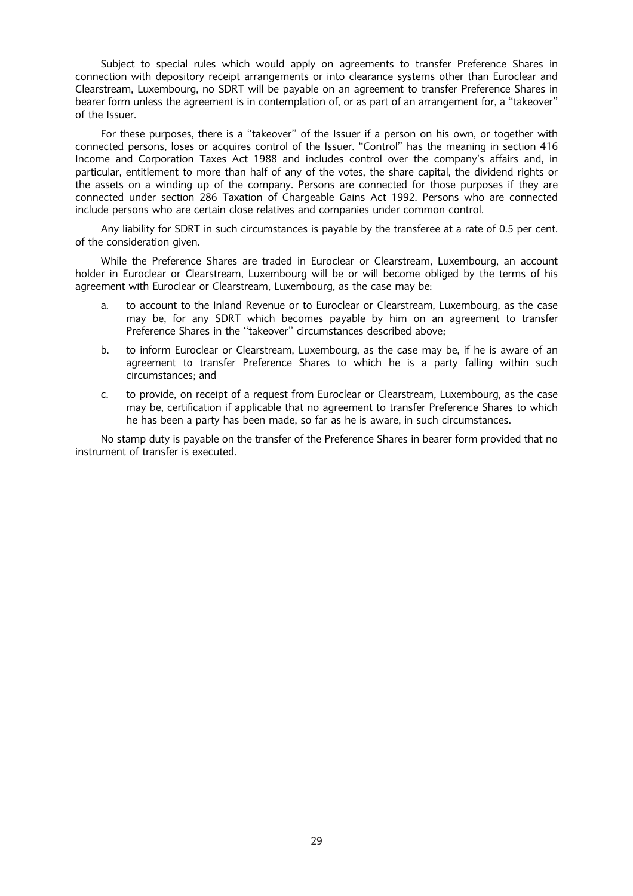Subject to special rules which would apply on agreements to transfer Preference Shares in connection with depository receipt arrangements or into clearance systems other than Euroclear and Clearstream, Luxembourg, no SDRT will be payable on an agreement to transfer Preference Shares in bearer form unless the agreement is in contemplation of, or as part of an arrangement for, a ''takeover'' of the Issuer.

For these purposes, there is a ''takeover'' of the Issuer if a person on his own, or together with connected persons, loses or acquires control of the Issuer. ''Control'' has the meaning in section 416 Income and Corporation Taxes Act 1988 and includes control over the company's affairs and, in particular, entitlement to more than half of any of the votes, the share capital, the dividend rights or the assets on a winding up of the company. Persons are connected for those purposes if they are connected under section 286 Taxation of Chargeable Gains Act 1992. Persons who are connected include persons who are certain close relatives and companies under common control.

Any liability for SDRT in such circumstances is payable by the transferee at a rate of 0.5 per cent. of the consideration given.

While the Preference Shares are traded in Euroclear or Clearstream, Luxembourg, an account holder in Euroclear or Clearstream, Luxembourg will be or will become obliged by the terms of his agreement with Euroclear or Clearstream, Luxembourg, as the case may be:

a. to account to the Inland Revenue or to Euroclear or Clearstream, Luxembourg, as the case may be, for any SDRT which becomes payable by him on an agreement to transfer Preference Shares in the ''takeover'' circumstances described above;

b. to inform Euroclear or Clearstream, Luxembourg, as the case may be, if he is aware of an agreement to transfer Preference Shares to which he is a party falling within such circumstances; and

c. to provide, on receipt of a request from Euroclear or Clearstream, Luxembourg, as the case may be, certification if applicable that no agreement to transfer Preference Shares to which he has been a party has been made, so far as he is aware, in such circumstances.

No stamp duty is payable on the transfer of the Preference Shares in bearer form provided that no instrument of transfer is executed.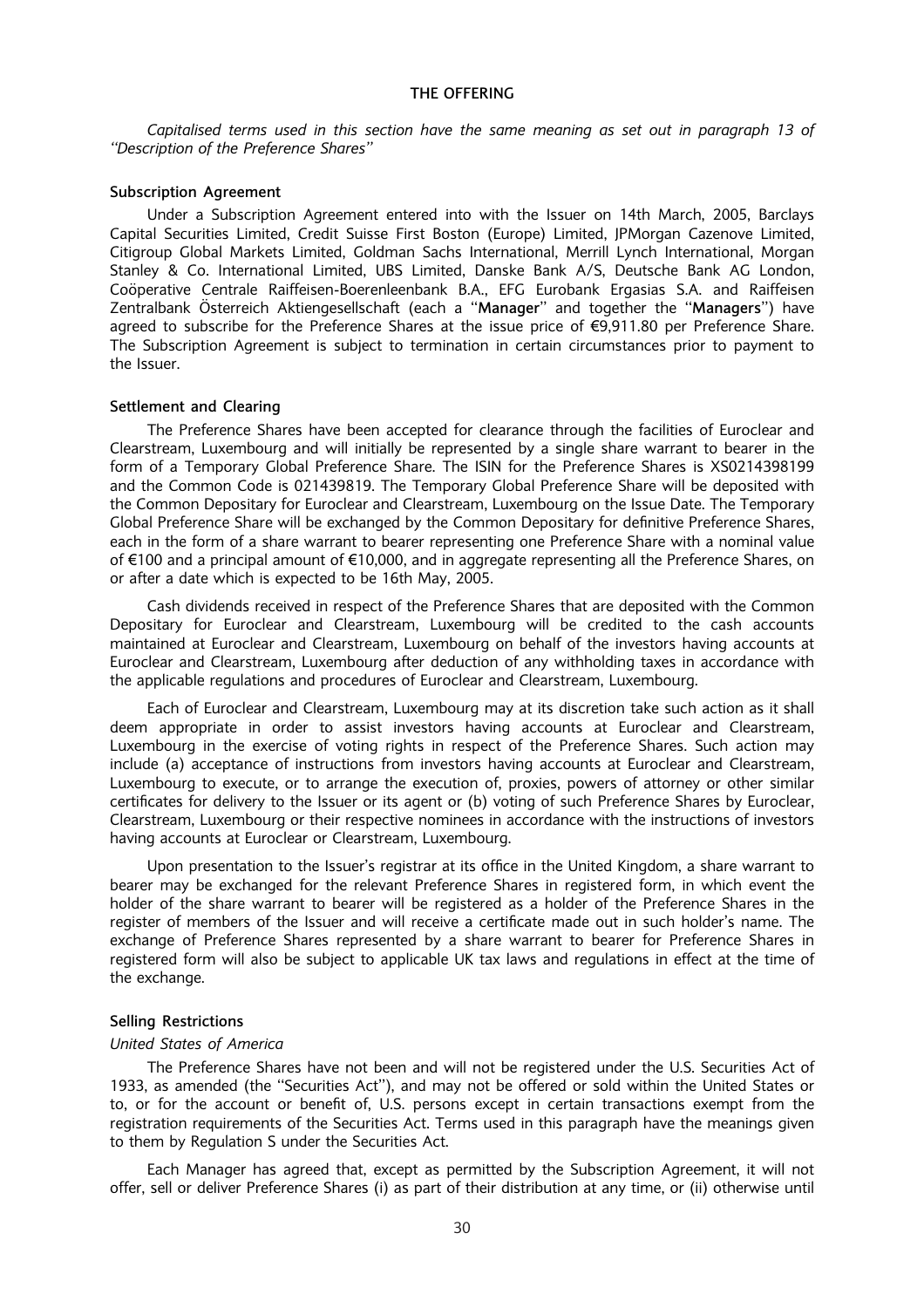## THE OFFERING

*Capitalised terms used in this section have the same meaning as set out in paragraph 13 of "Description of the Preference Shares"*

### Subscription Agreement

Under a Subscription Agreement entered into with the Issuer on 14th March, 2005, Barclays Capital Securities Limited, Credit Suisse First Boston (Europe) Limited, JPMorgan Cazenove Limited, Citigroup Global Markets Limited, Goldman Sachs International, Merrill Lynch International, Morgan Stanley & Co. International Limited, UBS Limited, Danske Bank A/S, Deutsche Bank AG London, Coöperative Centrale Raiffeisen-Boerenleenbank B.A., EFG Eurobank Ergasias S.A. and Raiffeisen Zentralbank Österreich Aktiengesellschaft (each a "**Manager**" and together the "**Managers**") have agreed to subscribe for the Preference Shares at the issue price of €9,911.80 per Preference Share. The Subscription Agreement is subject to termination in certain circumstances prior to payment to the Issuer.

### Settlement and Clearing

The Preference Shares have been accepted for clearance through the facilities of Euroclear and Clearstream, Luxembourg and will initially be represented by a single share warrant to bearer in the form of a Temporary Global Preference Share. The ISIN for the Preference Shares is XS0214398199 and the Common Code is 021439819. The Temporary Global Preference Share will be deposited with the Common Depositary for Euroclear and Clearstream, Luxembourg on the Issue Date. The Temporary Global Preference Share will be exchanged by the Common Depositary for definitive Preference Shares, each in the form of a share warrant to bearer representing one Preference Share with a nominal value of €100 and a principal amount of €10,000, and in aggregate representing all the Preference Shares, on or after a date which is expected to be 16th May, 2005.

Cash dividends received in respect of the Preference Shares that are deposited with the Common Depositary for Euroclear and Clearstream, Luxembourg will be credited to the cash accounts maintained at Euroclear and Clearstream, Luxembourg on behalf of the investors having accounts at Euroclear and Clearstream, Luxembourg after deduction of any withholding taxes in accordance with the applicable regulations and procedures of Euroclear and Clearstream, Luxembourg.

Each of Euroclear and Clearstream, Luxembourg may at its discretion take such action as it shall deem appropriate in order to assist investors having accounts at Euroclear and Clearstream, Luxembourg in the exercise of voting rights in respect of the Preference Shares. Such action may include (a) acceptance of instructions from investors having accounts at Euroclear and Clearstream, Luxembourg to execute, or to arrange the execution of, proxies, powers of attorney or other similar certificates for delivery to the Issuer or its agent or (b) voting of such Preference Shares by Euroclear, Clearstream, Luxembourg or their respective nominees in accordance with the instructions of investors having accounts at Euroclear or Clearstream, Luxembourg.

Upon presentation to the Issuer's registrar at its office in the United Kingdom, a share warrant to bearer may be exchanged for the relevant Preference Shares in registered form, in which event the holder of the share warrant to bearer will be registered as a holder of the Preference Shares in the register of members of the Issuer and will receive a certificate made out in such holder's name. The exchange of Preference Shares represented by a share warrant to bearer for Preference Shares in registered form will also be subject to applicable UK tax laws and regulations in effect at the time of the exchange.

### Selling Restrictions

*United States of America*

The Preference Shares have not been and will not be registered under the U.S. Securities Act of 1933, as amended (the "Securities Act"), and may not be offered or sold within the United States or to, or for the account or benefit of, U.S. persons except in certain transactions exempt from the registration requirements of the Securities Act. Terms used in this paragraph have the meanings given to them by Regulation S under the Securities Act.

Each Manager has agreed that, except as permitted by the Subscription Agreement, it will not offer, sell or deliver Preference Shares (i) as part of their distribution at any time, or (ii) otherwise until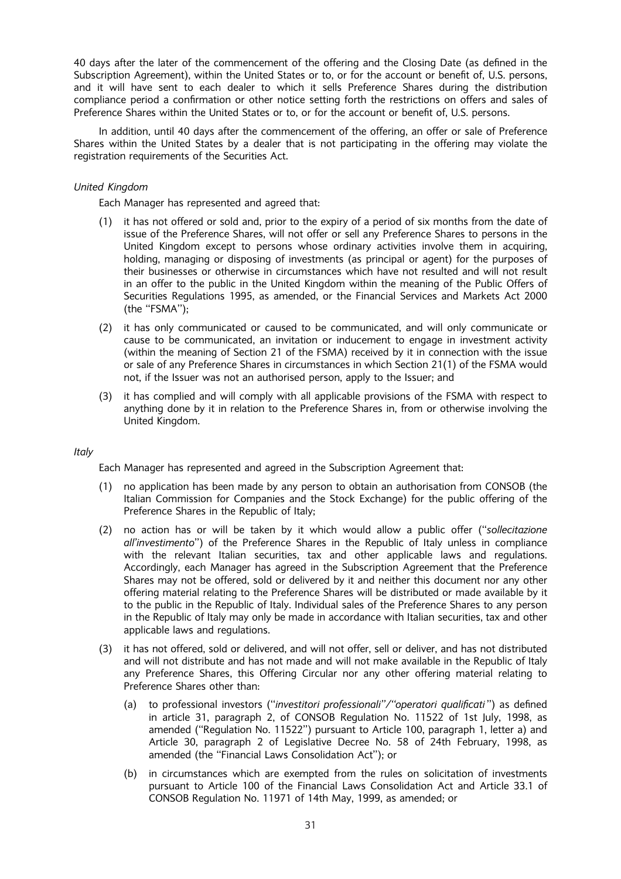40 days after the later of the commencement of the offering and the Closing Date (as defined in the Subscription Agreement), within the United States or to, or for the account or benefit of, U.S. persons, and it will have sent to each dealer to which it sells Preference Shares during the distribution compliance period a confirmation or other notice setting forth the restrictions on offers and sales of Preference Shares within the United States or to, or for the account or benefit of, U.S. persons.

In addition, until 40 days after the commencement of the offering, an offer or sale of Preference Shares within the United States by a dealer that is not participating in the offering may violate the registration requirements of the Securities Act.

*United Kingdom*

Each Manager has represented and agreed that:

(1) it has not offered or sold and, prior to the expiry of a period of six months from the date of issue of the Preference Shares, will not offer or sell any Preference Shares to persons in the United Kingdom except to persons whose ordinary activities involve them in acquiring, holding, managing or disposing of investments (as principal or agent) for the purposes of their businesses or otherwise in circumstances which have not resulted and will not result in an offer to the public in the United Kingdom within the meaning of the Public Offers of Securities Regulations 1995, as amended, or the Financial Services and Markets Act 2000 (the "FSMA");

(2) it has only communicated or caused to be communicated, and will only communicate or cause to be communicated, an invitation or inducement to engage in investment activity (within the meaning of Section 21 of the FSMA) received by it in connection with the issue or sale of any Preference Shares in circumstances in which Section 21(1) of the FSMA would not, if the Issuer was not an authorised person, apply to the Issuer; and

(3) it has complied and will comply with all applicable provisions of the FSMA with respect to anything done by it in relation to the Preference Shares in, from or otherwise involving the United Kingdom.

*Italy*

Each Manager has represented and agreed in the Subscription Agreement that:

(1) no application has been made by any person to obtain an authorisation from CONSOB (the Italian Commission for Companies and the Stock Exchange) for the public offering of the Preference Shares in the Republic of Italy;

(2) no action has or will be taken by it which would allow a public offer ("*sollecitazione all'investimento*") of the Preference Shares in the Republic of Italy unless in compliance with the relevant Italian securities, tax and other applicable laws and regulations. Accordingly, each Manager has agreed in the Subscription Agreement that the Preference Shares may not be offered, sold or delivered by it and neither this document nor any other offering material relating to the Preference Shares will be distributed or made available by it to the public in the Republic of Italy. Individual sales of the Preference Shares to any person in the Republic of Italy may only be made in accordance with Italian securities, tax and other applicable laws and regulations.

(3) it has not offered, sold or delivered, and will not offer, sell or deliver, and has not distributed and will not distribute and has not made and will not make available in the Republic of Italy any Preference Shares, this Offering Circular nor any other offering material relating to Preference Shares other than:

   (a) to professional investors ("*investitori professionali*"/"*operatori qualificati*") as defined in article 31, paragraph 2, of CONSOB Regulation No. 11522 of 1st July, 1998, as amended ("Regulation No. 11522") pursuant to Article 100, paragraph 1, letter a) and Article 30, paragraph 2 of Legislative Decree No. 58 of 24th February, 1998, as amended (the "Financial Laws Consolidation Act"); or

   (b) in circumstances which are exempted from the rules on solicitation of investments pursuant to Article 100 of the Financial Laws Consolidation Act and Article 33.1 of CONSOB Regulation No. 11971 of 14th May, 1999, as amended; or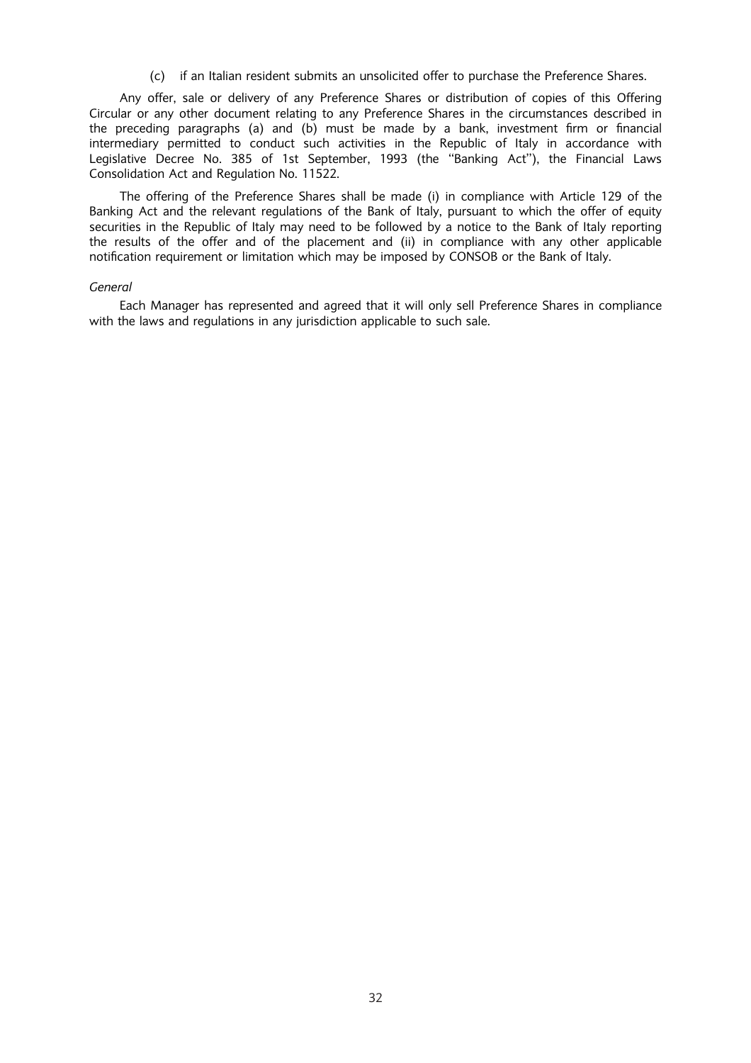(c) if an Italian resident submits an unsolicited offer to purchase the Preference Shares.

Any offer, sale or delivery of any Preference Shares or distribution of copies of this Offering Circular or any other document relating to any Preference Shares in the circumstances described in the preceding paragraphs (a) and (b) must be made by a bank, investment firm or financial intermediary permitted to conduct such activities in the Republic of Italy in accordance with Legislative Decree No. 385 of 1st September, 1993 (the "Banking Act"), the Financial Laws Consolidation Act and Regulation No. 11522.

The offering of the Preference Shares shall be made (i) in compliance with Article 129 of the Banking Act and the relevant regulations of the Bank of Italy, pursuant to which the offer of equity securities in the Republic of Italy may need to be followed by a notice to the Bank of Italy reporting the results of the offer and of the placement and (ii) in compliance with any other applicable notification requirement or limitation which may be imposed by CONSOB or the Bank of Italy.

*General*

Each Manager has represented and agreed that it will only sell Preference Shares in compliance with the laws and regulations in any jurisdiction applicable to such sale.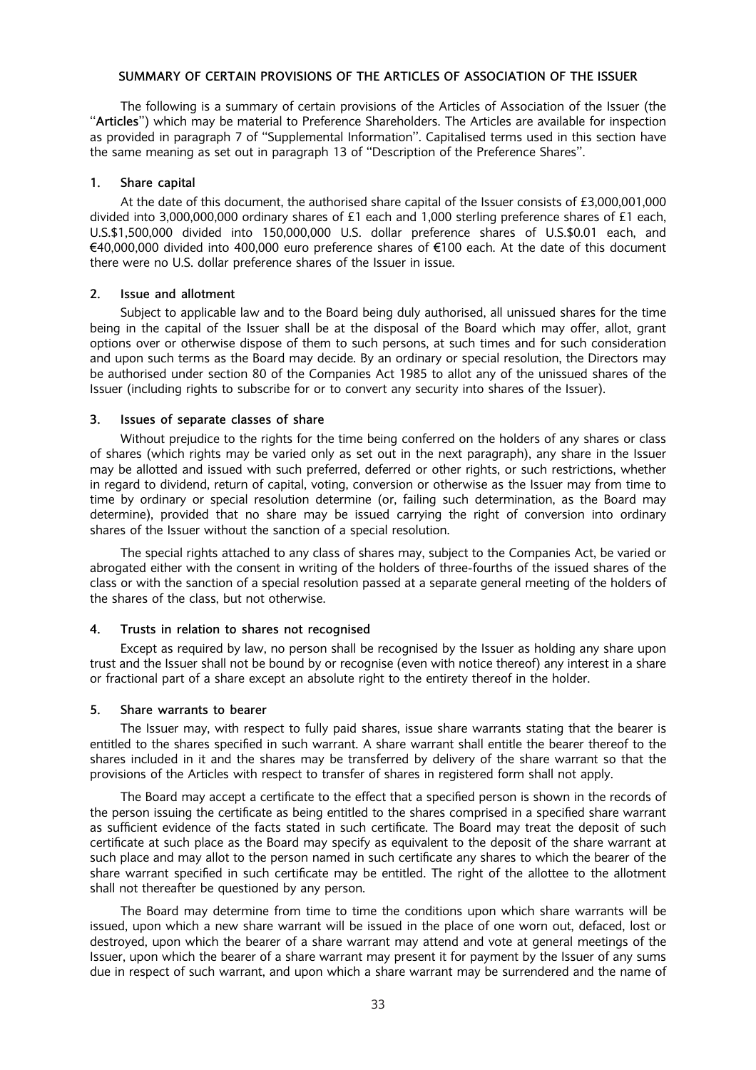# SUMMARY OF CERTAIN PROVISIONS OF THE ARTICLES OF ASSOCIATION OF THE ISSUER

The following is a summary of certain provisions of the Articles of Association of the Issuer (the "**Articles**") which may be material to Preference Shareholders. The Articles are available for inspection as provided in paragraph 7 of "Supplemental Information". Capitalised terms used in this section have the same meaning as set out in paragraph 13 of "Description of the Preference Shares".

## 1. Share capital

At the date of this document, the authorised share capital of the Issuer consists of £3,000,001,000 divided into 3,000,000,000 ordinary shares of £1 each and 1,000 sterling preference shares of £1 each, U.S.$1,500,000 divided into 150,000,000 U.S. dollar preference shares of U.S.$0.01 each, and €40,000,000 divided into 400,000 euro preference shares of €100 each. At the date of this document there were no U.S. dollar preference shares of the Issuer in issue.

## 2. Issue and allotment

Subject to applicable law and to the Board being duly authorised, all unissued shares for the time being in the capital of the Issuer shall be at the disposal of the Board which may offer, allot, grant options over or otherwise dispose of them to such persons, at such times and for such consideration and upon such terms as the Board may decide. By an ordinary or special resolution, the Directors may be authorised under section 80 of the Companies Act 1985 to allot any of the unissued shares of the Issuer (including rights to subscribe for or to convert any security into shares of the Issuer).

## 3. Issues of separate classes of share

Without prejudice to the rights for the time being conferred on the holders of any shares or class of shares (which rights may be varied only as set out in the next paragraph), any share in the Issuer may be allotted and issued with such preferred, deferred or other rights, or such restrictions, whether in regard to dividend, return of capital, voting, conversion or otherwise as the Issuer may from time to time by ordinary or special resolution determine (or, failing such determination, as the Board may determine), provided that no share may be issued carrying the right of conversion into ordinary shares of the Issuer without the sanction of a special resolution.

The special rights attached to any class of shares may, subject to the Companies Act, be varied or abrogated either with the consent in writing of the holders of three-fourths of the issued shares of the class or with the sanction of a special resolution passed at a separate general meeting of the holders of the shares of the class, but not otherwise.

## 4. Trusts in relation to shares not recognised

Except as required by law, no person shall be recognised by the Issuer as holding any share upon trust and the Issuer shall not be bound by or recognise (even with notice thereof) any interest in a share or fractional part of a share except an absolute right to the entirety thereof in the holder.

## 5. Share warrants to bearer

The Issuer may, with respect to fully paid shares, issue share warrants stating that the bearer is entitled to the shares specified in such warrant. A share warrant shall entitle the bearer thereof to the shares included in it and the shares may be transferred by delivery of the share warrant so that the provisions of the Articles with respect to transfer of shares in registered form shall not apply.

The Board may accept a certificate to the effect that a specified person is shown in the records of the person issuing the certificate as being entitled to the shares comprised in a specified share warrant as sufficient evidence of the facts stated in such certificate. The Board may treat the deposit of such certificate at such place as the Board may specify as equivalent to the deposit of the share warrant at such place and may allot to the person named in such certificate any shares to which the bearer of the share warrant specified in such certificate may be entitled. The right of the allottee to the allotment shall not thereafter be questioned by any person.

The Board may determine from time to time the conditions upon which share warrants will be issued, upon which a new share warrant will be issued in the place of one worn out, defaced, lost or destroyed, upon which the bearer of a share warrant may attend and vote at general meetings of the Issuer, upon which the bearer of a share warrant may present it for payment by the Issuer of any sums due in respect of such warrant, and upon which a share warrant may be surrendered and the name of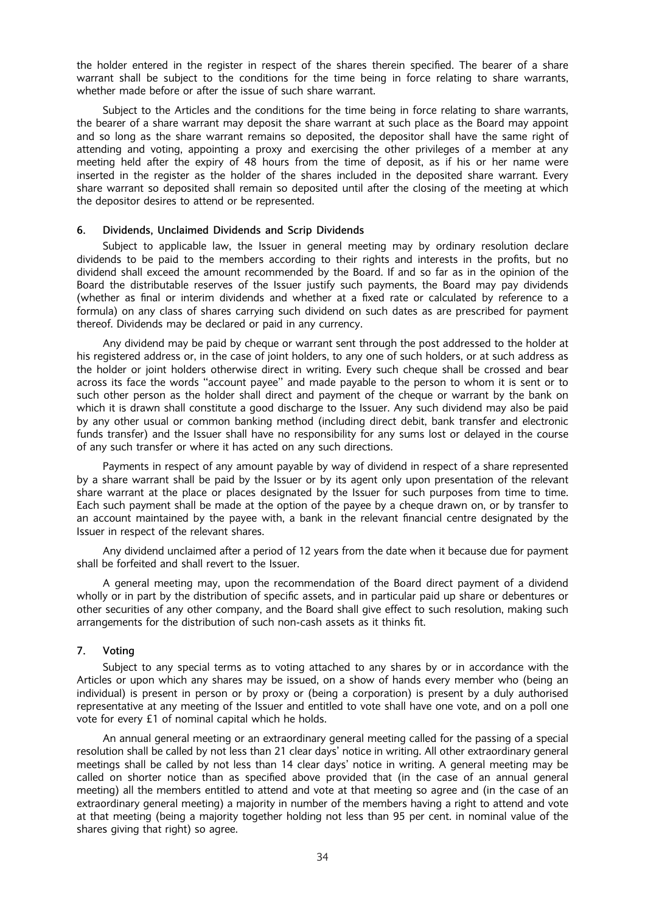the holder entered in the register in respect of the shares therein specified. The bearer of a share warrant shall be subject to the conditions for the time being in force relating to share warrants, whether made before or after the issue of such share warrant.

Subject to the Articles and the conditions for the time being in force relating to share warrants, the bearer of a share warrant may deposit the share warrant at such place as the Board may appoint and so long as the share warrant remains so deposited, the depositor shall have the same right of attending and voting, appointing a proxy and exercising the other privileges of a member at any meeting held after the expiry of 48 hours from the time of deposit, as if his or her name were inserted in the register as the holder of the shares included in the deposited share warrant. Every share warrant so deposited shall remain so deposited until after the closing of the meeting at which the depositor desires to attend or be represented.

### 6. Dividends, Unclaimed Dividends and Scrip Dividends

Subject to applicable law, the Issuer in general meeting may by ordinary resolution declare dividends to be paid to the members according to their rights and interests in the profits, but no dividend shall exceed the amount recommended by the Board. If and so far as in the opinion of the Board the distributable reserves of the Issuer justify such payments, the Board may pay dividends (whether as final or interim dividends and whether at a fixed rate or calculated by reference to a formula) on any class of shares carrying such dividend on such dates as are prescribed for payment thereof. Dividends may be declared or paid in any currency.

Any dividend may be paid by cheque or warrant sent through the post addressed to the holder at his registered address or, in the case of joint holders, to any one of such holders, or at such address as the holder or joint holders otherwise direct in writing. Every such cheque shall be crossed and bear across its face the words "account payee" and made payable to the person to whom it is sent or to such other person as the holder shall direct and payment of the cheque or warrant by the bank on which it is drawn shall constitute a good discharge to the Issuer. Any such dividend may also be paid by any other usual or common banking method (including direct debit, bank transfer and electronic funds transfer) and the Issuer shall have no responsibility for any sums lost or delayed in the course of any such transfer or where it has acted on any such directions.

Payments in respect of any amount payable by way of dividend in respect of a share represented by a share warrant shall be paid by the Issuer or by its agent only upon presentation of the relevant share warrant at the place or places designated by the Issuer for such purposes from time to time. Each such payment shall be made at the option of the payee by a cheque drawn on, or by transfer to an account maintained by the payee with, a bank in the relevant financial centre designated by the Issuer in respect of the relevant shares.

Any dividend unclaimed after a period of 12 years from the date when it because due for payment shall be forfeited and shall revert to the Issuer.

A general meeting may, upon the recommendation of the Board direct payment of a dividend wholly or in part by the distribution of specific assets, and in particular paid up share or debentures or other securities of any other company, and the Board shall give effect to such resolution, making such arrangements for the distribution of such non-cash assets as it thinks fit.

### 7. Voting

Subject to any special terms as to voting attached to any shares by or in accordance with the Articles or upon which any shares may be issued, on a show of hands every member who (being an individual) is present in person or by proxy or (being a corporation) is present by a duly authorised representative at any meeting of the Issuer and entitled to vote shall have one vote, and on a poll one vote for every £1 of nominal capital which he holds.

An annual general meeting or an extraordinary general meeting called for the passing of a special resolution shall be called by not less than 21 clear days' notice in writing. All other extraordinary general meetings shall be called by not less than 14 clear days' notice in writing. A general meeting may be called on shorter notice than as specified above provided that (in the case of an annual general meeting) all the members entitled to attend and vote at that meeting so agree and (in the case of an extraordinary general meeting) a majority in number of the members having a right to attend and vote at that meeting (being a majority together holding not less than 95 per cent. in nominal value of the shares giving that right) so agree.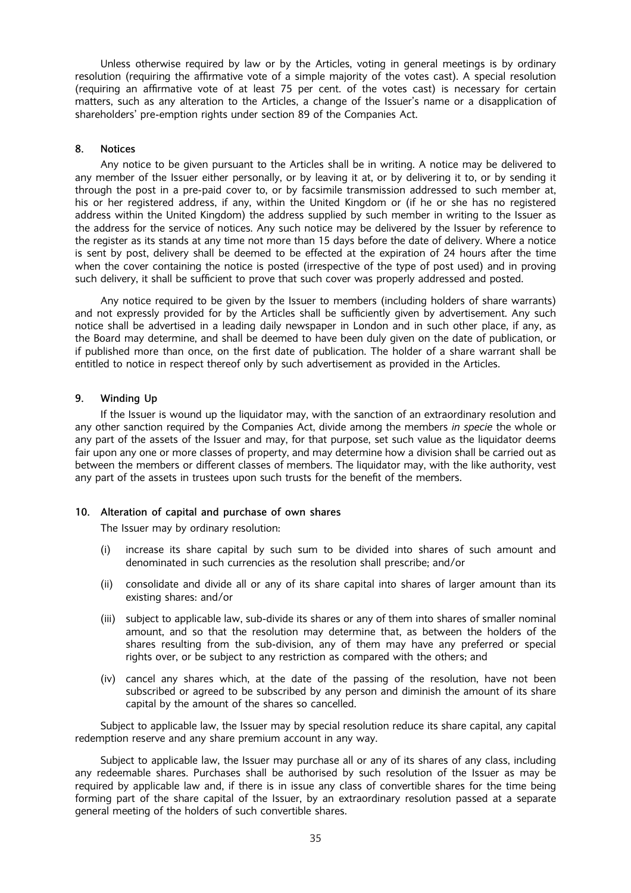Unless otherwise required by law or by the Articles, voting in general meetings is by ordinary resolution (requiring the affirmative vote of a simple majority of the votes cast). A special resolution (requiring an affirmative vote of at least 75 per cent. of the votes cast) is necessary for certain matters, such as any alteration to the Articles, a change of the Issuer's name or a disapplication of shareholders' pre-emption rights under section 89 of the Companies Act.

### 8. Notices

Any notice to be given pursuant to the Articles shall be in writing. A notice may be delivered to any member of the Issuer either personally, or by leaving it at, or by delivering it to, or by sending it through the post in a pre-paid cover to, or by facsimile transmission addressed to such member at, his or her registered address, if any, within the United Kingdom or (if he or she has no registered address within the United Kingdom) the address supplied by such member in writing to the Issuer as the address for the service of notices. Any such notice may be delivered by the Issuer by reference to the register as its stands at any time not more than 15 days before the date of delivery. Where a notice is sent by post, delivery shall be deemed to be effected at the expiration of 24 hours after the time when the cover containing the notice is posted (irrespective of the type of post used) and in proving such delivery, it shall be sufficient to prove that such cover was properly addressed and posted.

Any notice required to be given by the Issuer to members (including holders of share warrants) and not expressly provided for by the Articles shall be sufficiently given by advertisement. Any such notice shall be advertised in a leading daily newspaper in London and in such other place, if any, as the Board may determine, and shall be deemed to have been duly given on the date of publication, or if published more than once, on the first date of publication. The holder of a share warrant shall be entitled to notice in respect thereof only by such advertisement as provided in the Articles.

### 9. Winding Up

If the Issuer is wound up the liquidator may, with the sanction of an extraordinary resolution and any other sanction required by the Companies Act, divide among the members *in specie* the whole or any part of the assets of the Issuer and may, for that purpose, set such value as the liquidator deems fair upon any one or more classes of property, and may determine how a division shall be carried out as between the members or different classes of members. The liquidator may, with the like authority, vest any part of the assets in trustees upon such trusts for the benefit of the members.

### 10. Alteration of capital and purchase of own shares

The Issuer may by ordinary resolution:

(i) increase its share capital by such sum to be divided into shares of such amount and denominated in such currencies as the resolution shall prescribe; and/or

(ii) consolidate and divide all or any of its share capital into shares of larger amount than its existing shares: and/or

(iii) subject to applicable law, sub-divide its shares or any of them into shares of smaller nominal amount, and so that the resolution may determine that, as between the holders of the shares resulting from the sub-division, any of them may have any preferred or special rights over, or be subject to any restriction as compared with the others; and

(iv) cancel any shares which, at the date of the passing of the resolution, have not been subscribed or agreed to be subscribed by any person and diminish the amount of its share capital by the amount of the shares so cancelled.

Subject to applicable law, the Issuer may by special resolution reduce its share capital, any capital redemption reserve and any share premium account in any way.

Subject to applicable law, the Issuer may purchase all or any of its shares of any class, including any redeemable shares. Purchases shall be authorised by such resolution of the Issuer as may be required by applicable law and, if there is in issue any class of convertible shares for the time being forming part of the share capital of the Issuer, by an extraordinary resolution passed at a separate general meeting of the holders of such convertible shares.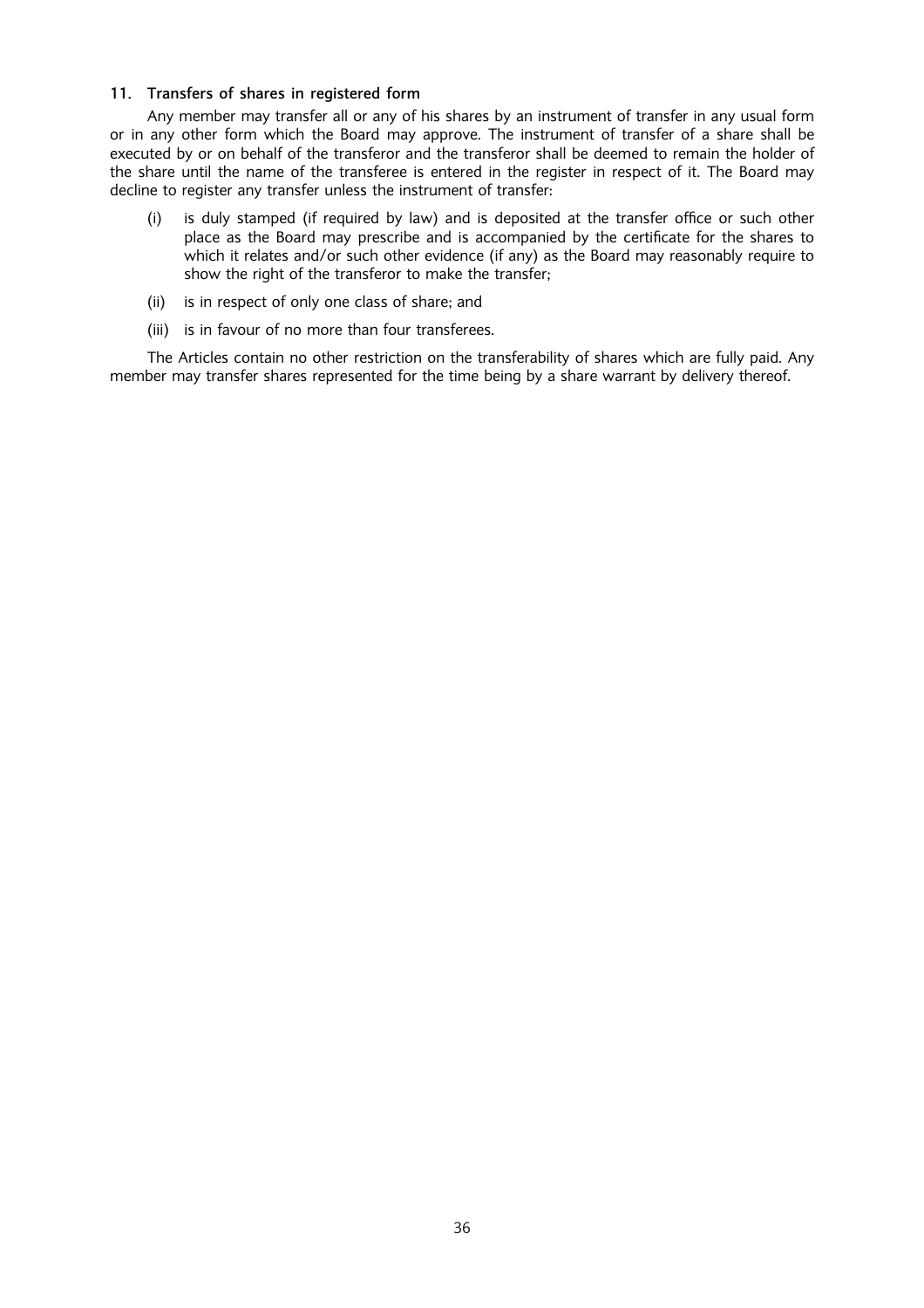## 11. Transfers of shares in registered form

Any member may transfer all or any of his shares by an instrument of transfer in any usual form or in any other form which the Board may approve. The instrument of transfer of a share shall be executed by or on behalf of the transferor and the transferor shall be deemed to remain the holder of the share until the name of the transferee is entered in the register in respect of it. The Board may decline to register any transfer unless the instrument of transfer:

- (i) is duly stamped (if required by law) and is deposited at the transfer office or such other place as the Board may prescribe and is accompanied by the certificate for the shares to which it relates and/or such other evidence (if any) as the Board may reasonably require to show the right of the transferor to make the transfer;
- (ii) is in respect of only one class of share; and
- (iii) is in favour of no more than four transferees.

The Articles contain no other restriction on the transferability of shares which are fully paid. Any member may transfer shares represented for the time being by a share warrant by delivery thereof.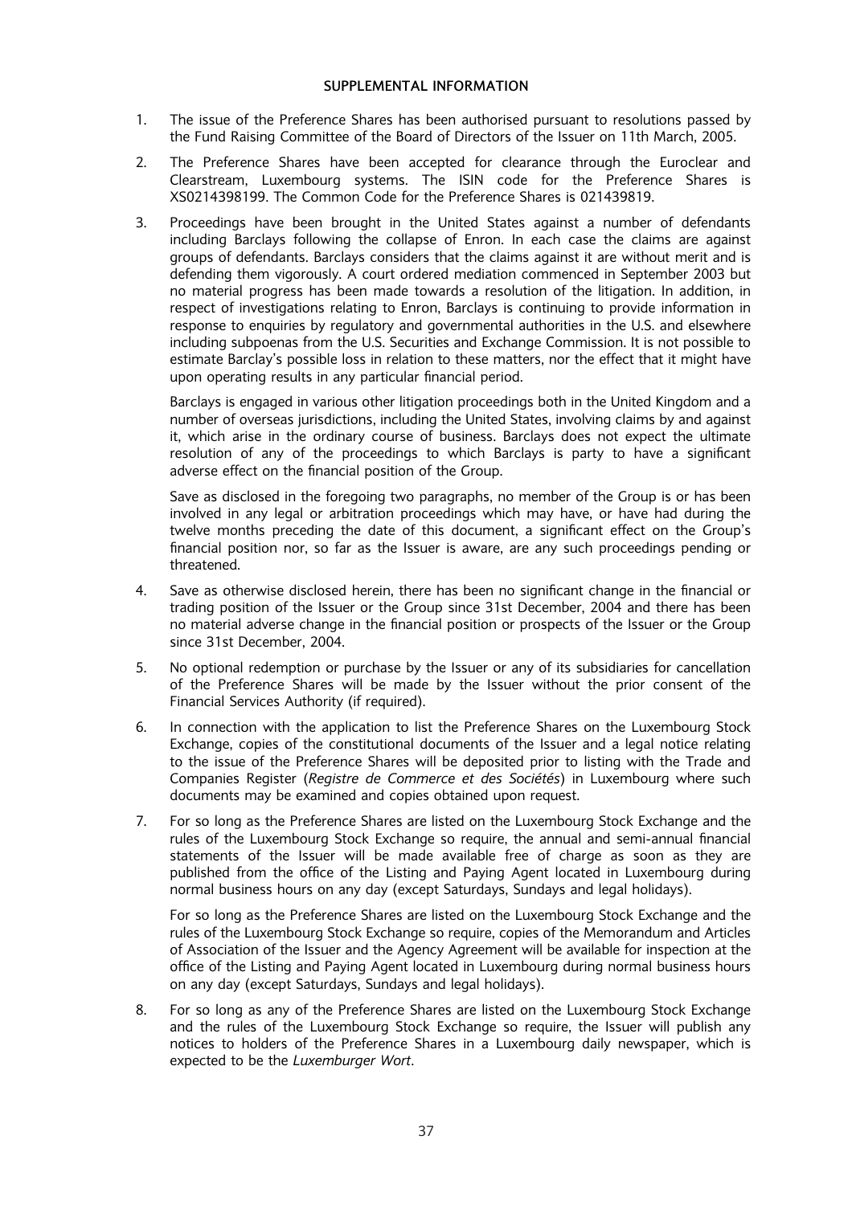## SUPPLEMENTAL INFORMATION

1. The issue of the Preference Shares has been authorised pursuant to resolutions passed by the Fund Raising Committee of the Board of Directors of the Issuer on 11th March, 2005.

2. The Preference Shares have been accepted for clearance through the Euroclear and Clearstream, Luxembourg systems. The ISIN code for the Preference Shares is XS0214398199. The Common Code for the Preference Shares is 021439819.

3. Proceedings have been brought in the United States against a number of defendants including Barclays following the collapse of Enron. In each case the claims are against groups of defendants. Barclays considers that the claims against it are without merit and is defending them vigorously. A court ordered mediation commenced in September 2003 but no material progress has been made towards a resolution of the litigation. In addition, in respect of investigations relating to Enron, Barclays is continuing to provide information in response to enquiries by regulatory and governmental authorities in the U.S. and elsewhere including subpoenas from the U.S. Securities and Exchange Commission. It is not possible to estimate Barclay's possible loss in relation to these matters, nor the effect that it might have upon operating results in any particular financial period.

   Barclays is engaged in various other litigation proceedings both in the United Kingdom and a number of overseas jurisdictions, including the United States, involving claims by and against it, which arise in the ordinary course of business. Barclays does not expect the ultimate resolution of any of the proceedings to which Barclays is party to have a significant adverse effect on the financial position of the Group.

   Save as disclosed in the foregoing two paragraphs, no member of the Group is or has been involved in any legal or arbitration proceedings which may have, or have had during the twelve months preceding the date of this document, a significant effect on the Group's financial position nor, so far as the Issuer is aware, are any such proceedings pending or threatened.

4. Save as otherwise disclosed herein, there has been no significant change in the financial or trading position of the Issuer or the Group since 31st December, 2004 and there has been no material adverse change in the financial position or prospects of the Issuer or the Group since 31st December, 2004.

5. No optional redemption or purchase by the Issuer or any of its subsidiaries for cancellation of the Preference Shares will be made by the Issuer without the prior consent of the Financial Services Authority (if required).

6. In connection with the application to list the Preference Shares on the Luxembourg Stock Exchange, copies of the constitutional documents of the Issuer and a legal notice relating to the issue of the Preference Shares will be deposited prior to listing with the Trade and Companies Register (*Registre de Commerce et des Sociétés*) in Luxembourg where such documents may be examined and copies obtained upon request.

7. For so long as the Preference Shares are listed on the Luxembourg Stock Exchange and the rules of the Luxembourg Stock Exchange so require, the annual and semi-annual financial statements of the Issuer will be made available free of charge as soon as they are published from the office of the Listing and Paying Agent located in Luxembourg during normal business hours on any day (except Saturdays, Sundays and legal holidays).

   For so long as the Preference Shares are listed on the Luxembourg Stock Exchange and the rules of the Luxembourg Stock Exchange so require, copies of the Memorandum and Articles of Association of the Issuer and the Agency Agreement will be available for inspection at the office of the Listing and Paying Agent located in Luxembourg during normal business hours on any day (except Saturdays, Sundays and legal holidays).

8. For so long as any of the Preference Shares are listed on the Luxembourg Stock Exchange and the rules of the Luxembourg Stock Exchange so require, the Issuer will publish any notices to holders of the Preference Shares in a Luxembourg daily newspaper, which is expected to be the *Luxemburger Wort*.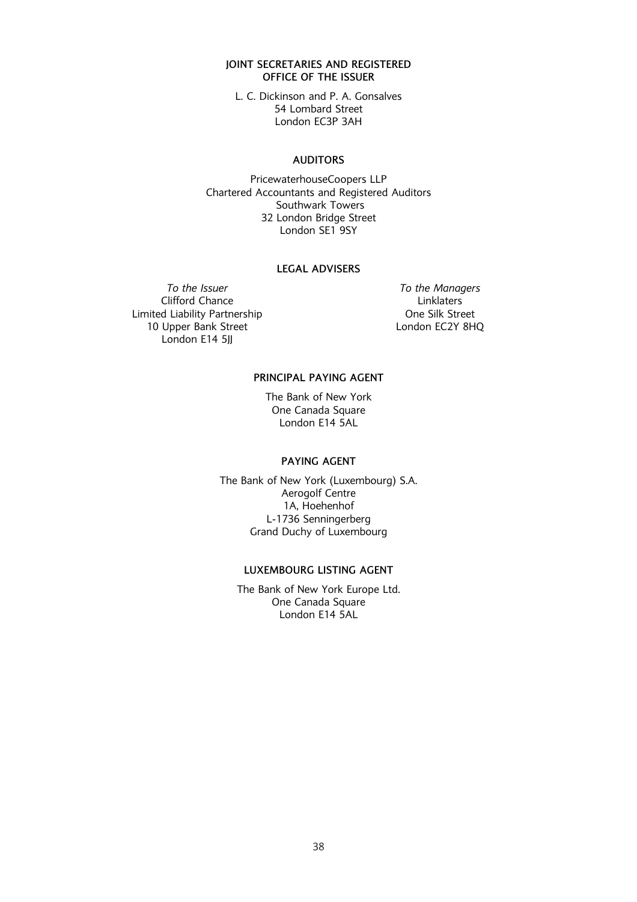## JOINT SECRETARIES AND REGISTERED OFFICE OF THE ISSUER

L. C. Dickinson and P. A. Gonsalves
54 Lombard Street
London EC3P 3AH

## AUDITORS

PricewaterhouseCoopers LLP
Chartered Accountants and Registered Auditors
Southwark Towers
32 London Bridge Street
London SE1 9SY

## LEGAL ADVISERS

*To the Issuer*
Clifford Chance
Limited Liability Partnership
10 Upper Bank Street
London E14 5JJ

*To the Managers*
Linklaters
One Silk Street
London EC2Y 8HQ

## PRINCIPAL PAYING AGENT

The Bank of New York
One Canada Square
London E14 5AL

## PAYING AGENT

The Bank of New York (Luxembourg) S.A.
Aerogolf Centre
1A, Hoehenhof
L-1736 Senningerberg
Grand Duchy of Luxembourg

## LUXEMBOURG LISTING AGENT

The Bank of New York Europe Ltd.
One Canada Square
London E14 5AL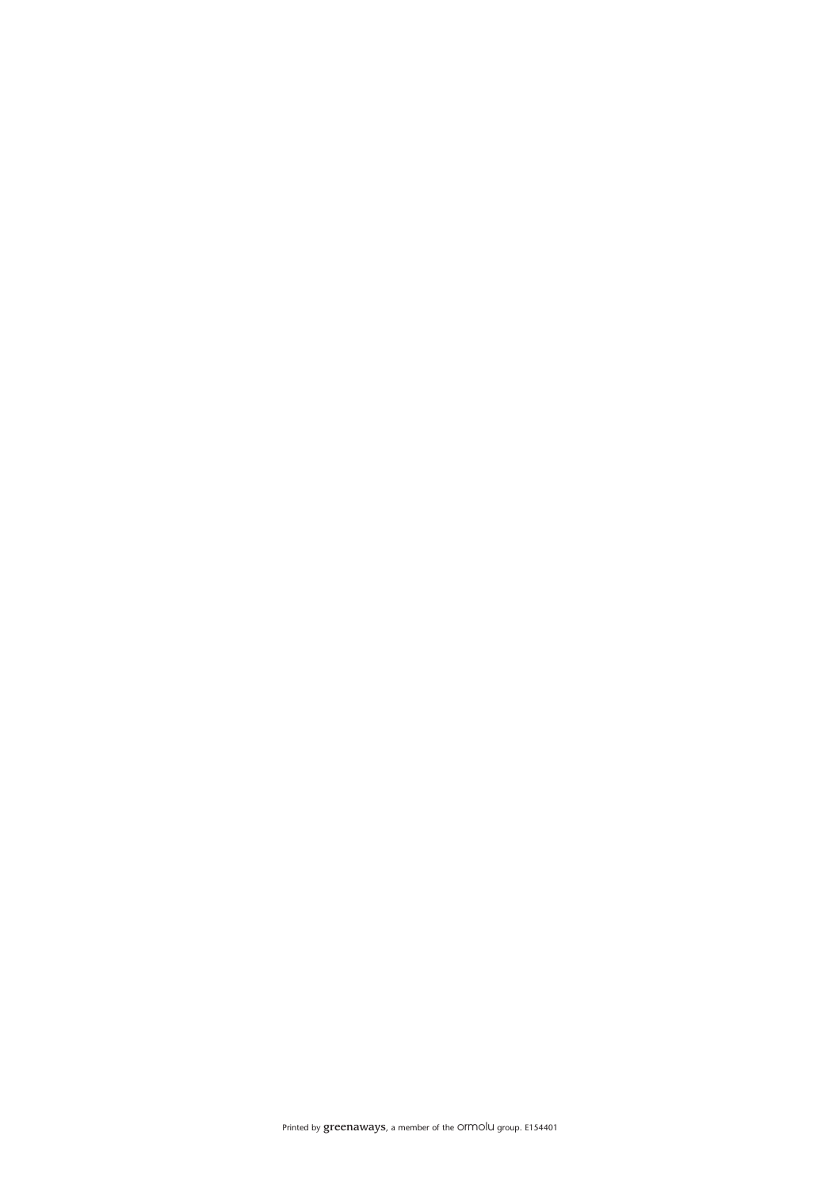Printed by **greenaways**, a member of the ormolu group. E154401